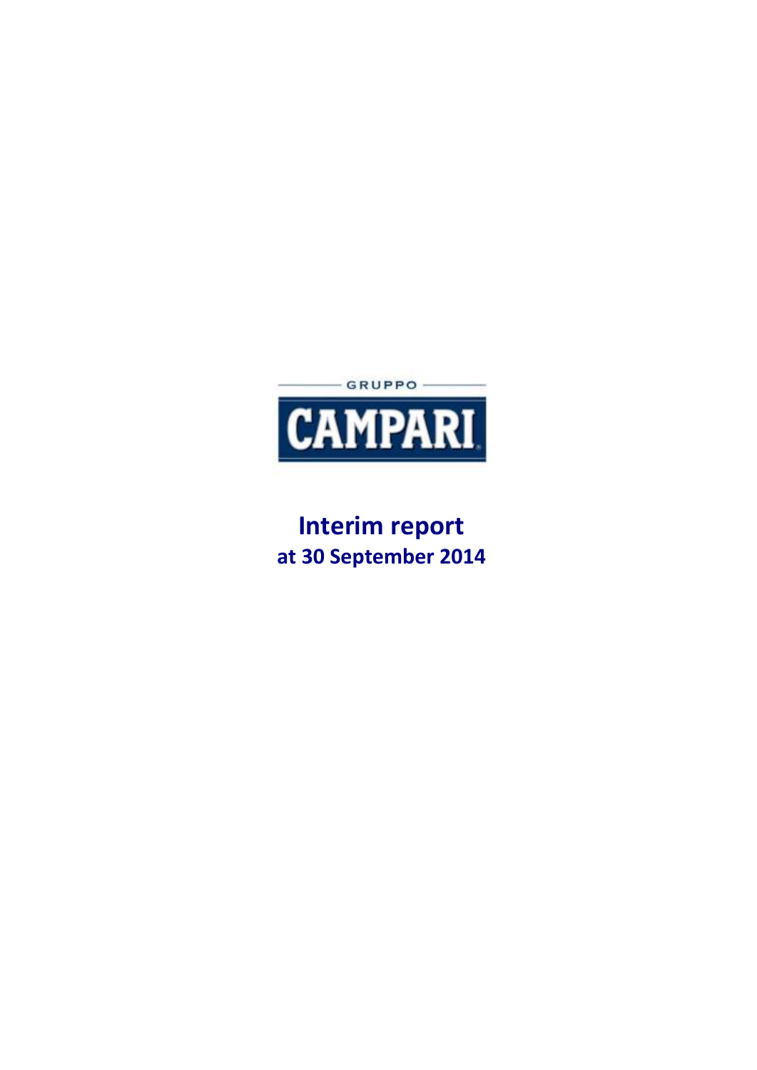GRUPPO

CAMPARI

# Interim report
## at 30 September 2014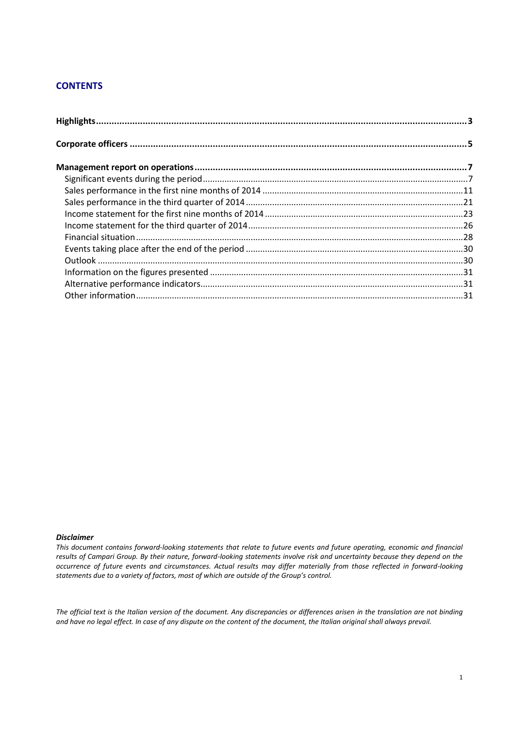## CONTENTS

| | |
|---|---|
| **Highlights** | **3** |
| **Corporate officers** | **5** |
| **Management report on operations** | **7** |
| Significant events during the period | 7 |
| Sales performance in the first nine months of 2014 | 11 |
| Sales performance in the third quarter of 2014 | 21 |
| Income statement for the first nine months of 2014 | 23 |
| Income statement for the third quarter of 2014 | 26 |
| Financial situation | 28 |
| Events taking place after the end of the period | 30 |
| Outlook | 30 |
| Information on the figures presented | 31 |
| Alternative performance indicators | 31 |
| Other information | 31 |

***Disclaimer***

*This document contains forward-looking statements that relate to future events and future operating, economic and financial results of Campari Group. By their nature, forward-looking statements involve risk and uncertainty because they depend on the occurrence of future events and circumstances. Actual results may differ materially from those reflected in forward-looking statements due to a variety of factors, most of which are outside of the Group's control.*

*The official text is the Italian version of the document. Any discrepancies or differences arisen in the translation are not binding and have no legal effect. In case of any dispute on the content of the document, the Italian original shall always prevail.*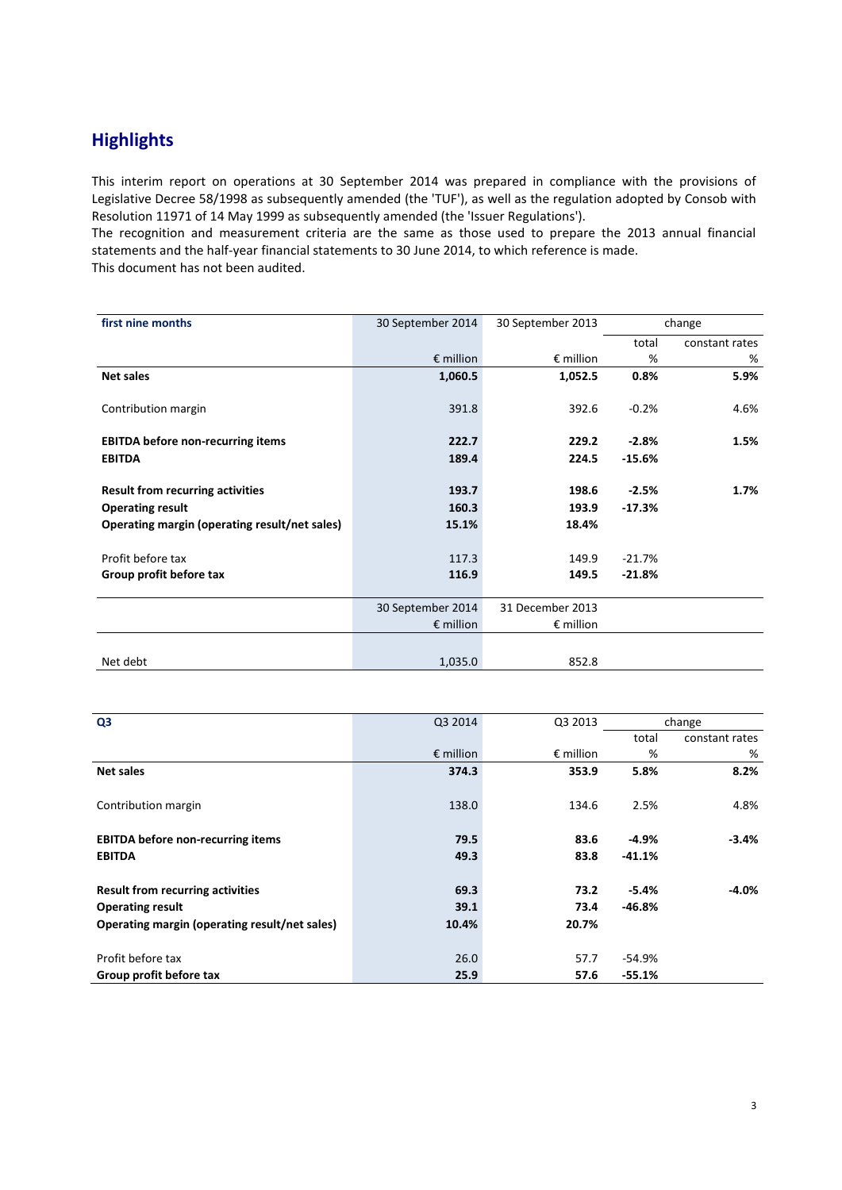## Highlights

This interim report on operations at 30 September 2014 was prepared in compliance with the provisions of Legislative Decree 58/1998 as subsequently amended (the 'TUF'), as well as the regulation adopted by Consob with Resolution 11971 of 14 May 1999 as subsequently amended (the 'Issuer Regulations').
The recognition and measurement criteria are the same as those used to prepare the 2013 annual financial statements and the half-year financial statements to 30 June 2014, to which reference is made.
This document has not been audited.

| first nine months | 30 September 2014 | 30 September 2013 | change | |
|---|---|---|---|---|
| | | | total | constant rates |
| | € million | € million | % | % |
| **Net sales** | **1,060.5** | **1,052.5** | **0.8%** | **5.9%** |
| Contribution margin | 391.8 | 392.6 | -0.2% | 4.6% |
| **EBITDA before non-recurring items** | **222.7** | **229.2** | **-2.8%** | **1.5%** |
| **EBITDA** | **189.4** | **224.5** | **-15.6%** | |
| **Result from recurring activities** | **193.7** | **198.6** | **-2.5%** | **1.7%** |
| **Operating result** | **160.3** | **193.9** | **-17.3%** | |
| **Operating margin (operating result/net sales)** | **15.1%** | **18.4%** | | |
| Profit before tax | 117.3 | 149.9 | -21.7% | |
| **Group profit before tax** | **116.9** | **149.5** | **-21.8%** | |
| | 30 September 2014 | 31 December 2013 | | |
| | € million | € million | | |
| Net debt | 1,035.0 | 852.8 | | |

| Q3 | Q3 2014 | Q3 2013 | change | |
|---|---|---|---|---|
| | | | total | constant rates |
| | € million | € million | % | % |
| **Net sales** | **374.3** | **353.9** | **5.8%** | **8.2%** |
| Contribution margin | 138.0 | 134.6 | 2.5% | 4.8% |
| **EBITDA before non-recurring items** | **79.5** | **83.6** | **-4.9%** | **-3.4%** |
| **EBITDA** | **49.3** | **83.8** | **-41.1%** | |
| **Result from recurring activities** | **69.3** | **73.2** | **-5.4%** | **-4.0%** |
| **Operating result** | **39.1** | **73.4** | **-46.8%** | |
| **Operating margin (operating result/net sales)** | **10.4%** | **20.7%** | | |
| Profit before tax | 26.0 | 57.7 | -54.9% | |
| **Group profit before tax** | **25.9** | **57.6** | **-55.1%** | |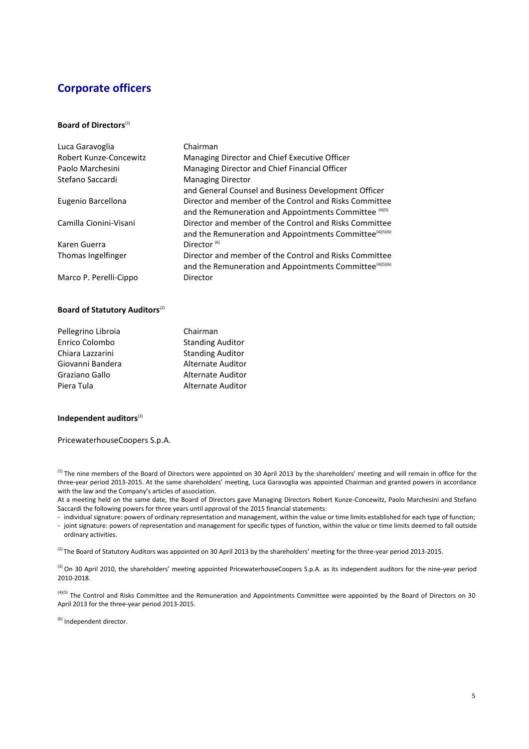# Corporate officers

### Board of Directors[1]

| | |
|---|---|
| Luca Garavoglia | Chairman |
| Robert Kunze-Concewitz | Managing Director and Chief Executive Officer |
| Paolo Marchesini | Managing Director and Chief Financial Officer |
| Stefano Saccardi | Managing Director and General Counsel and Business Development Officer |
| Eugenio Barcellona | Director and member of the Control and Risks Committee and the Remuneration and Appointments Committee [4][5] |
| Camilla Cionini-Visani | Director and member of the Control and Risks Committee and the Remuneration and Appointments Committee[4][5][6] |
| Karen Guerra | Director [6] |
| Thomas Ingelfinger | Director and member of the Control and Risks Committee and the Remuneration and Appointments Committee[4][5][6] |
| Marco P. Perelli-Cippo | Director |

### Board of Statutory Auditors[2]

| | |
|---|---|
| Pellegrino Libroia | Chairman |
| Enrico Colombo | Standing Auditor |
| Chiara Lazzarini | Standing Auditor |
| Giovanni Bandera | Alternate Auditor |
| Graziano Gallo | Alternate Auditor |
| Piera Tula | Alternate Auditor |

### Independent auditors[3]

PricewaterhouseCoopers S.p.A.

[1] The nine members of the Board of Directors were appointed on 30 April 2013 by the shareholders' meeting and will remain in office for the three-year period 2013-2015. At the same shareholders' meeting, Luca Garavoglia was appointed Chairman and granted powers in accordance with the law and the Company's articles of association.

At a meeting held on the same date, the Board of Directors gave Managing Directors Robert Kunze-Concewitz, Paolo Marchesini and Stefano Saccardi the following powers for three years until approval of the 2015 financial statements:

- individual signature: powers of ordinary representation and management, within the value or time limits established for each type of function;
- joint signature: powers of representation and management for specific types of function, within the value or time limits deemed to fall outside ordinary activities.

[2] The Board of Statutory Auditors was appointed on 30 April 2013 by the shareholders' meeting for the three-year period 2013-2015.

[3] On 30 April 2010, the shareholders' meeting appointed PricewaterhouseCoopers S.p.A. as its independent auditors for the nine-year period 2010-2018.

[4][5] The Control and Risks Committee and the Remuneration and Appointments Committee were appointed by the Board of Directors on 30 April 2013 for the three-year period 2013-2015.

[6] Independent director.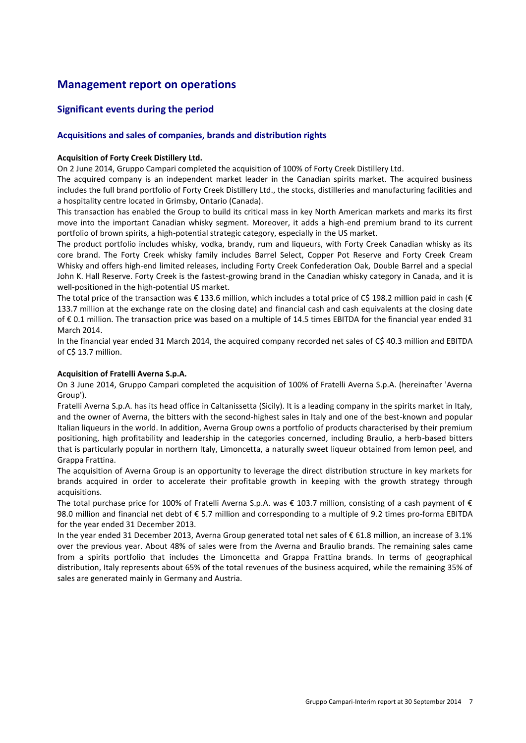# Management report on operations

## Significant events during the period

### Acquisitions and sales of companies, brands and distribution rights

**Acquisition of Forty Creek Distillery Ltd.**

On 2 June 2014, Gruppo Campari completed the acquisition of 100% of Forty Creek Distillery Ltd.

The acquired company is an independent market leader in the Canadian spirits market. The acquired business includes the full brand portfolio of Forty Creek Distillery Ltd., the stocks, distilleries and manufacturing facilities and a hospitality centre located in Grimsby, Ontario (Canada).

This transaction has enabled the Group to build its critical mass in key North American markets and marks its first move into the important Canadian whisky segment. Moreover, it adds a high-end premium brand to its current portfolio of brown spirits, a high-potential strategic category, especially in the US market.

The product portfolio includes whisky, vodka, brandy, rum and liqueurs, with Forty Creek Canadian whisky as its core brand. The Forty Creek whisky family includes Barrel Select, Copper Pot Reserve and Forty Creek Cream Whisky and offers high-end limited releases, including Forty Creek Confederation Oak, Double Barrel and a special John K. Hall Reserve. Forty Creek is the fastest-growing brand in the Canadian whisky category in Canada, and it is well-positioned in the high-potential US market.

The total price of the transaction was € 133.6 million, which includes a total price of C$ 198.2 million paid in cash (€ 133.7 million at the exchange rate on the closing date) and financial cash and cash equivalents at the closing date of € 0.1 million. The transaction price was based on a multiple of 14.5 times EBITDA for the financial year ended 31 March 2014.

In the financial year ended 31 March 2014, the acquired company recorded net sales of C$ 40.3 million and EBITDA of C$ 13.7 million.

**Acquisition of Fratelli Averna S.p.A.**

On 3 June 2014, Gruppo Campari completed the acquisition of 100% of Fratelli Averna S.p.A. (hereinafter 'Averna Group').

Fratelli Averna S.p.A. has its head office in Caltanissetta (Sicily). It is a leading company in the spirits market in Italy, and the owner of Averna, the bitters with the second-highest sales in Italy and one of the best-known and popular Italian liqueurs in the world. In addition, Averna Group owns a portfolio of products characterised by their premium positioning, high profitability and leadership in the categories concerned, including Braulio, a herb-based bitters that is particularly popular in northern Italy, Limoncetta, a naturally sweet liqueur obtained from lemon peel, and Grappa Frattina.

The acquisition of Averna Group is an opportunity to leverage the direct distribution structure in key markets for brands acquired in order to accelerate their profitable growth in keeping with the growth strategy through acquisitions.

The total purchase price for 100% of Fratelli Averna S.p.A. was € 103.7 million, consisting of a cash payment of € 98.0 million and financial net debt of € 5.7 million and corresponding to a multiple of 9.2 times pro-forma EBITDA for the year ended 31 December 2013.

In the year ended 31 December 2013, Averna Group generated total net sales of € 61.8 million, an increase of 3.1% over the previous year. About 48% of sales were from the Averna and Braulio brands. The remaining sales came from a spirits portfolio that includes the Limoncetta and Grappa Frattina brands. In terms of geographical distribution, Italy represents about 65% of the total revenues of the business acquired, while the remaining 35% of sales are generated mainly in Germany and Austria.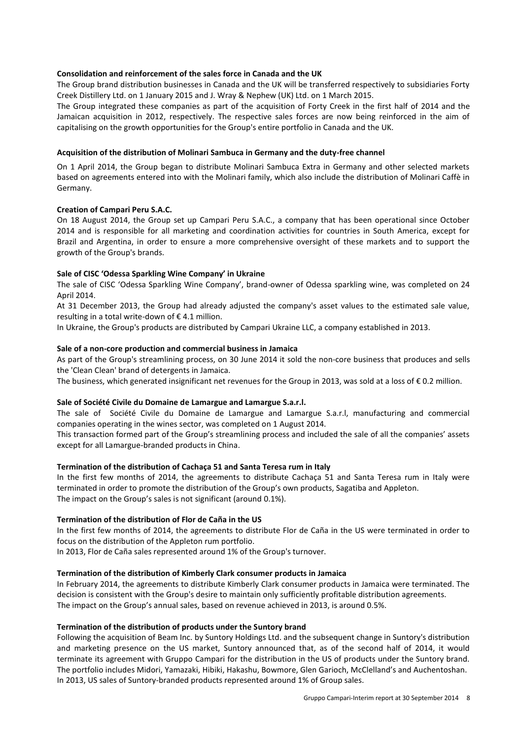**Consolidation and reinforcement of the sales force in Canada and the UK**

The Group brand distribution businesses in Canada and the UK will be transferred respectively to subsidiaries Forty Creek Distillery Ltd. on 1 January 2015 and J. Wray & Nephew (UK) Ltd. on 1 March 2015.

The Group integrated these companies as part of the acquisition of Forty Creek in the first half of 2014 and the Jamaican acquisition in 2012, respectively. The respective sales forces are now being reinforced in the aim of capitalising on the growth opportunities for the Group's entire portfolio in Canada and the UK.

**Acquisition of the distribution of Molinari Sambuca in Germany and the duty-free channel**

On 1 April 2014, the Group began to distribute Molinari Sambuca Extra in Germany and other selected markets based on agreements entered into with the Molinari family, which also include the distribution of Molinari Caffè in Germany.

**Creation of Campari Peru S.A.C.**

On 18 August 2014, the Group set up Campari Peru S.A.C., a company that has been operational since October 2014 and is responsible for all marketing and coordination activities for countries in South America, except for Brazil and Argentina, in order to ensure a more comprehensive oversight of these markets and to support the growth of the Group's brands.

**Sale of CISC 'Odessa Sparkling Wine Company' in Ukraine**

The sale of CISC 'Odessa Sparkling Wine Company', brand-owner of Odessa sparkling wine, was completed on 24 April 2014.

At 31 December 2013, the Group had already adjusted the company's asset values to the estimated sale value, resulting in a total write-down of € 4.1 million.

In Ukraine, the Group's products are distributed by Campari Ukraine LLC, a company established in 2013.

**Sale of a non-core production and commercial business in Jamaica**

As part of the Group's streamlining process, on 30 June 2014 it sold the non-core business that produces and sells the 'Clean Clean' brand of detergents in Jamaica.

The business, which generated insignificant net revenues for the Group in 2013, was sold at a loss of € 0.2 million.

**Sale of Société Civile du Domaine de Lamargue and Lamargue S.a.r.l.**

The sale of Société Civile du Domaine de Lamargue and Lamargue S.a.r.l, manufacturing and commercial companies operating in the wines sector, was completed on 1 August 2014.

This transaction formed part of the Group's streamlining process and included the sale of all the companies' assets except for all Lamargue-branded products in China.

**Termination of the distribution of Cachaça 51 and Santa Teresa rum in Italy**

In the first few months of 2014, the agreements to distribute Cachaça 51 and Santa Teresa rum in Italy were terminated in order to promote the distribution of the Group's own products, Sagatiba and Appleton.

The impact on the Group's sales is not significant (around 0.1%).

**Termination of the distribution of Flor de Caña in the US**

In the first few months of 2014, the agreements to distribute Flor de Caña in the US were terminated in order to focus on the distribution of the Appleton rum portfolio.

In 2013, Flor de Caña sales represented around 1% of the Group's turnover.

**Termination of the distribution of Kimberly Clark consumer products in Jamaica**

In February 2014, the agreements to distribute Kimberly Clark consumer products in Jamaica were terminated. The decision is consistent with the Group's desire to maintain only sufficiently profitable distribution agreements.

The impact on the Group's annual sales, based on revenue achieved in 2013, is around 0.5%.

**Termination of the distribution of products under the Suntory brand**

Following the acquisition of Beam Inc. by Suntory Holdings Ltd. and the subsequent change in Suntory's distribution and marketing presence on the US market, Suntory announced that, as of the second half of 2014, it would terminate its agreement with Gruppo Campari for the distribution in the US of products under the Suntory brand. The portfolio includes Midori, Yamazaki, Hibiki, Hakashu, Bowmore, Glen Garioch, McClelland's and Auchentoshan.

In 2013, US sales of Suntory-branded products represented around 1% of Group sales.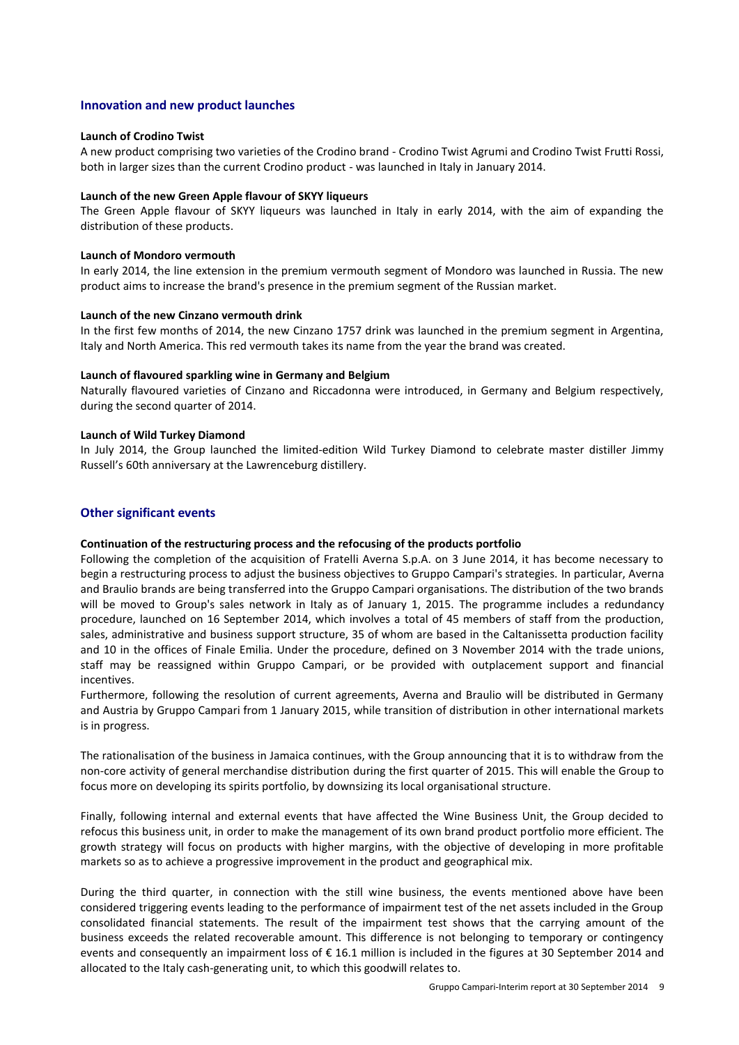## Innovation and new product launches

**Launch of Crodino Twist**

A new product comprising two varieties of the Crodino brand - Crodino Twist Agrumi and Crodino Twist Frutti Rossi, both in larger sizes than the current Crodino product - was launched in Italy in January 2014.

**Launch of the new Green Apple flavour of SKYY liqueurs**

The Green Apple flavour of SKYY liqueurs was launched in Italy in early 2014, with the aim of expanding the distribution of these products.

**Launch of Mondoro vermouth**

In early 2014, the line extension in the premium vermouth segment of Mondoro was launched in Russia. The new product aims to increase the brand's presence in the premium segment of the Russian market.

**Launch of the new Cinzano vermouth drink**

In the first few months of 2014, the new Cinzano 1757 drink was launched in the premium segment in Argentina, Italy and North America. This red vermouth takes its name from the year the brand was created.

**Launch of flavoured sparkling wine in Germany and Belgium**

Naturally flavoured varieties of Cinzano and Riccadonna were introduced, in Germany and Belgium respectively, during the second quarter of 2014.

**Launch of Wild Turkey Diamond**

In July 2014, the Group launched the limited-edition Wild Turkey Diamond to celebrate master distiller Jimmy Russell's 60th anniversary at the Lawrenceburg distillery.

## Other significant events

**Continuation of the restructuring process and the refocusing of the products portfolio**

Following the completion of the acquisition of Fratelli Averna S.p.A. on 3 June 2014, it has become necessary to begin a restructuring process to adjust the business objectives to Gruppo Campari's strategies. In particular, Averna and Braulio brands are being transferred into the Gruppo Campari organisations. The distribution of the two brands will be moved to Group's sales network in Italy as of January 1, 2015. The programme includes a redundancy procedure, launched on 16 September 2014, which involves a total of 45 members of staff from the production, sales, administrative and business support structure, 35 of whom are based in the Caltanissetta production facility and 10 in the offices of Finale Emilia. Under the procedure, defined on 3 November 2014 with the trade unions, staff may be reassigned within Gruppo Campari, or be provided with outplacement support and financial incentives.

Furthermore, following the resolution of current agreements, Averna and Braulio will be distributed in Germany and Austria by Gruppo Campari from 1 January 2015, while transition of distribution in other international markets is in progress.

The rationalisation of the business in Jamaica continues, with the Group announcing that it is to withdraw from the non-core activity of general merchandise distribution during the first quarter of 2015. This will enable the Group to focus more on developing its spirits portfolio, by downsizing its local organisational structure.

Finally, following internal and external events that have affected the Wine Business Unit, the Group decided to refocus this business unit, in order to make the management of its own brand product portfolio more efficient. The growth strategy will focus on products with higher margins, with the objective of developing in more profitable markets so as to achieve a progressive improvement in the product and geographical mix.

During the third quarter, in connection with the still wine business, the events mentioned above have been considered triggering events leading to the performance of impairment test of the net assets included in the Group consolidated financial statements. The result of the impairment test shows that the carrying amount of the business exceeds the related recoverable amount. This difference is not belonging to temporary or contingency events and consequently an impairment loss of € 16.1 million is included in the figures at 30 September 2014 and allocated to the Italy cash-generating unit, to which this goodwill relates to.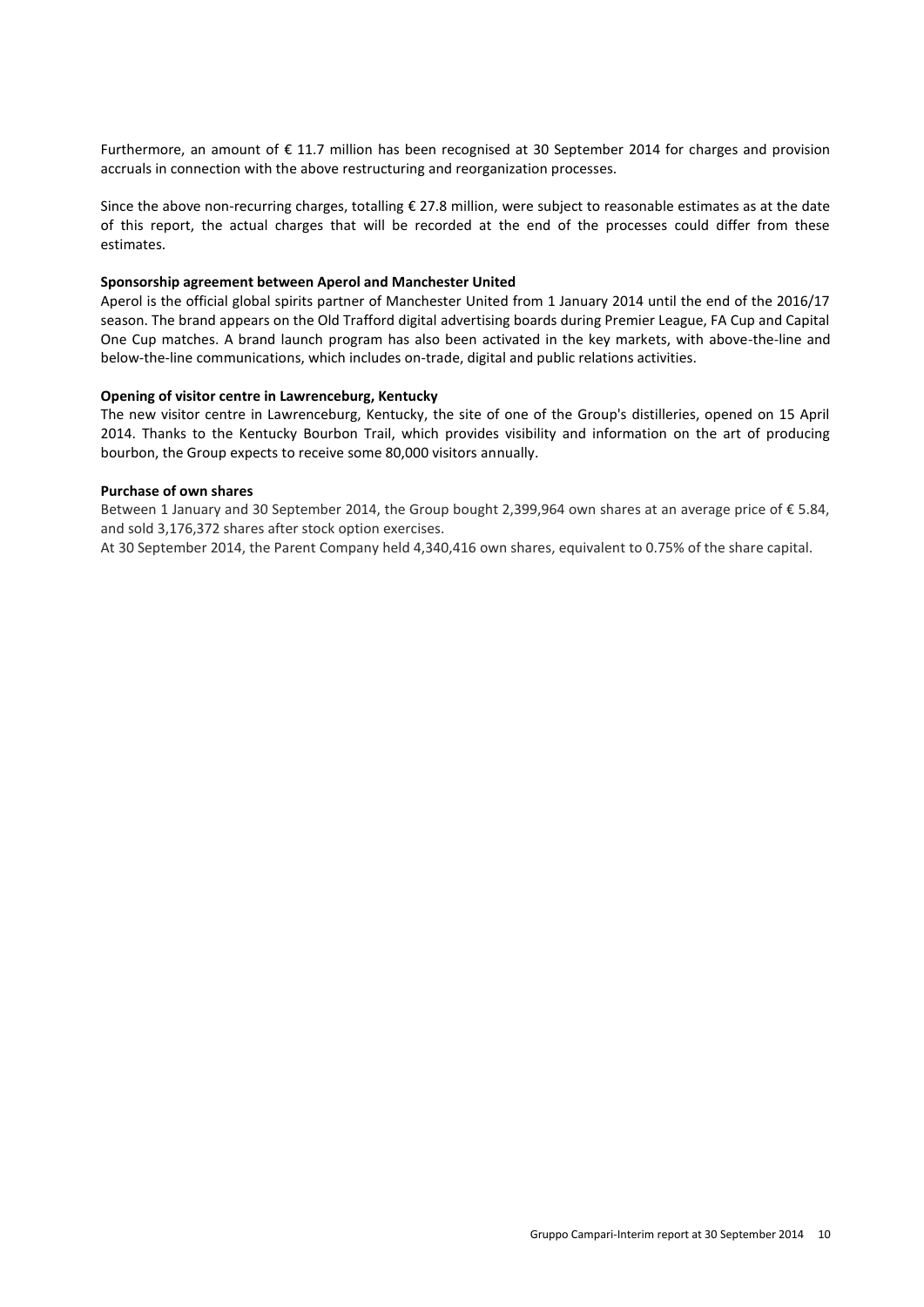Furthermore, an amount of € 11.7 million has been recognised at 30 September 2014 for charges and provision accruals in connection with the above restructuring and reorganization processes.

Since the above non-recurring charges, totalling € 27.8 million, were subject to reasonable estimates as at the date of this report, the actual charges that will be recorded at the end of the processes could differ from these estimates.

**Sponsorship agreement between Aperol and Manchester United**

Aperol is the official global spirits partner of Manchester United from 1 January 2014 until the end of the 2016/17 season. The brand appears on the Old Trafford digital advertising boards during Premier League, FA Cup and Capital One Cup matches. A brand launch program has also been activated in the key markets, with above-the-line and below-the-line communications, which includes on-trade, digital and public relations activities.

**Opening of visitor centre in Lawrenceburg, Kentucky**

The new visitor centre in Lawrenceburg, Kentucky, the site of one of the Group's distilleries, opened on 15 April 2014. Thanks to the Kentucky Bourbon Trail, which provides visibility and information on the art of producing bourbon, the Group expects to receive some 80,000 visitors annually.

**Purchase of own shares**

Between 1 January and 30 September 2014, the Group bought 2,399,964 own shares at an average price of € 5.84, and sold 3,176,372 shares after stock option exercises.

At 30 September 2014, the Parent Company held 4,340,416 own shares, equivalent to 0.75% of the share capital.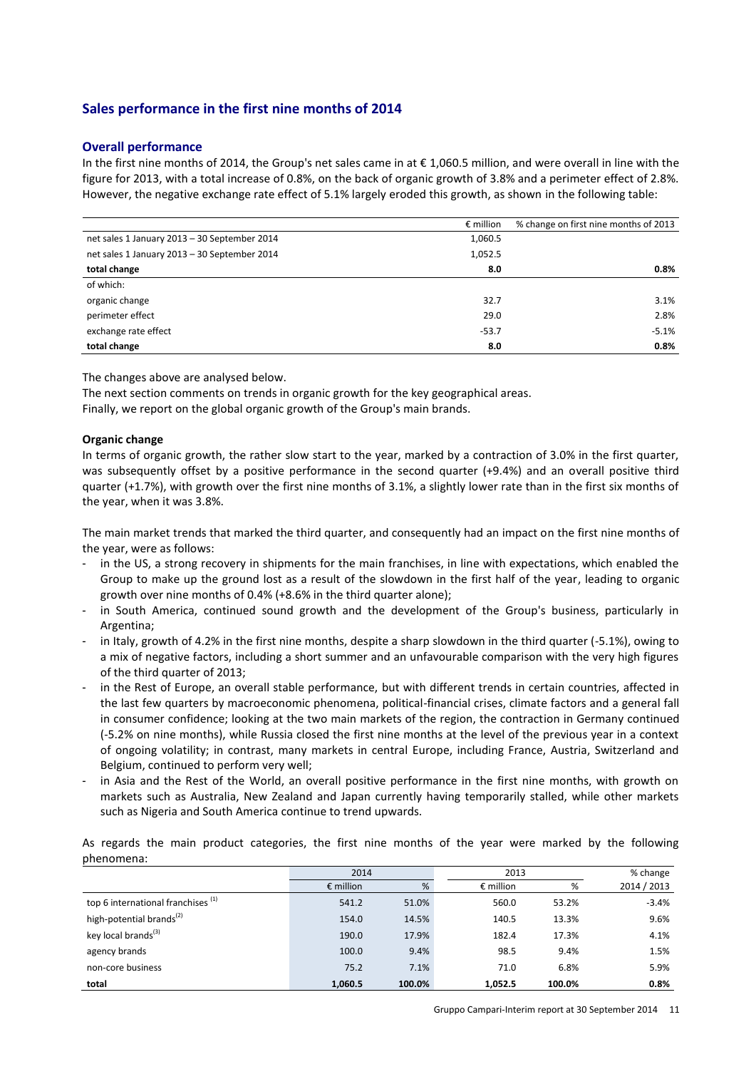## Sales performance in the first nine months of 2014

### Overall performance

In the first nine months of 2014, the Group's net sales came in at € 1,060.5 million, and were overall in line with the figure for 2013, with a total increase of 0.8%, on the back of organic growth of 3.8% and a perimeter effect of 2.8%. However, the negative exchange rate effect of 5.1% largely eroded this growth, as shown in the following table:

| | € million | % change on first nine months of 2013 |
|---|---|---|
| net sales 1 January 2013 – 30 September 2014 | 1,060.5 | |
| net sales 1 January 2013 – 30 September 2014 | 1,052.5 | |
| **total change** | **8.0** | **0.8%** |
| of which: | | |
| organic change | 32.7 | 3.1% |
| perimeter effect | 29.0 | 2.8% |
| exchange rate effect | -53.7 | -5.1% |
| **total change** | **8.0** | **0.8%** |

The changes above are analysed below.
The next section comments on trends in organic growth for the key geographical areas.
Finally, we report on the global organic growth of the Group's main brands.

**Organic change**

In terms of organic growth, the rather slow start to the year, marked by a contraction of 3.0% in the first quarter, was subsequently offset by a positive performance in the second quarter (+9.4%) and an overall positive third quarter (+1.7%), with growth over the first nine months of 3.1%, a slightly lower rate than in the first six months of the year, when it was 3.8%.

The main market trends that marked the third quarter, and consequently had an impact on the first nine months of the year, were as follows:

- in the US, a strong recovery in shipments for the main franchises, in line with expectations, which enabled the Group to make up the ground lost as a result of the slowdown in the first half of the year, leading to organic growth over nine months of 0.4% (+8.6% in the third quarter alone);
- in South America, continued sound growth and the development of the Group's business, particularly in Argentina;
- in Italy, growth of 4.2% in the first nine months, despite a sharp slowdown in the third quarter (-5.1%), owing to a mix of negative factors, including a short summer and an unfavourable comparison with the very high figures of the third quarter of 2013;
- in the Rest of Europe, an overall stable performance, but with different trends in certain countries, affected in the last few quarters by macroeconomic phenomena, political-financial crises, climate factors and a general fall in consumer confidence; looking at the two main markets of the region, the contraction in Germany continued (-5.2% on nine months), while Russia closed the first nine months at the level of the previous year in a context of ongoing volatility; in contrast, many markets in central Europe, including France, Austria, Switzerland and Belgium, continued to perform very well;
- in Asia and the Rest of the World, an overall positive performance in the first nine months, with growth on markets such as Australia, New Zealand and Japan currently having temporarily stalled, while other markets such as Nigeria and South America continue to trend upwards.

As regards the main product categories, the first nine months of the year were marked by the following phenomena:

| | 2014 | | 2013 | | % change |
|---|---|---|---|---|---|
| | € million | % | € million | % | 2014 / 2013 |
| top 6 international franchises [1] | 541.2 | 51.0% | 560.0 | 53.2% | -3.4% |
| high-potential brands[2] | 154.0 | 14.5% | 140.5 | 13.3% | 9.6% |
| key local brands[3] | 190.0 | 17.9% | 182.4 | 17.3% | 4.1% |
| agency brands | 100.0 | 9.4% | 98.5 | 9.4% | 1.5% |
| non-core business | 75.2 | 7.1% | 71.0 | 6.8% | 5.9% |
| **total** | **1,060.5** | **100.0%** | **1,052.5** | **100.0%** | **0.8%** |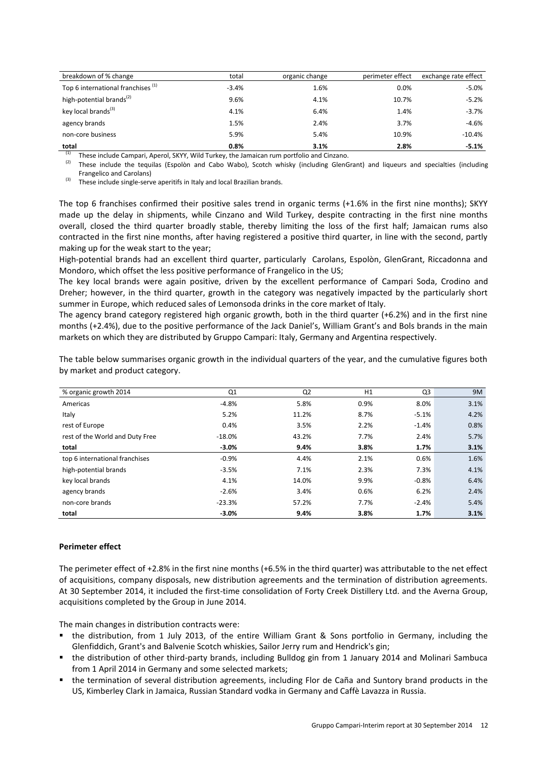| breakdown of % change | total | organic change | perimeter effect | exchange rate effect |
|---|---|---|---|---|
| Top 6 international franchises [1] | -3.4% | 1.6% | 0.0% | -5.0% |
| high-potential brands[2] | 9.6% | 4.1% | 10.7% | -5.2% |
| key local brands[3] | 4.1% | 6.4% | 1.4% | -3.7% |
| agency brands | 1.5% | 2.4% | 3.7% | -4.6% |
| non-core business | 5.9% | 5.4% | 10.9% | -10.4% |
| **total** | **0.8%** | **3.1%** | **2.8%** | **-5.1%** |

(1) These include Campari, Aperol, SKYY, Wild Turkey, the Jamaican rum portfolio and Cinzano.

(2) These include the tequilas (Espolòn and Cabo Wabo), Scotch whisky (including GlenGrant) and liqueurs and specialties (including Frangelico and Carolans)

(3) These include single-serve aperitifs in Italy and local Brazilian brands.

The top 6 franchises confirmed their positive sales trend in organic terms (+1.6% in the first nine months); SKYY made up the delay in shipments, while Cinzano and Wild Turkey, despite contracting in the first nine months overall, closed the third quarter broadly stable, thereby limiting the loss of the first half; Jamaican rums also contracted in the first nine months, after having registered a positive third quarter, in line with the second, partly making up for the weak start to the year;

High-potential brands had an excellent third quarter, particularly Carolans, Espolòn, GlenGrant, Riccadonna and Mondoro, which offset the less positive performance of Frangelico in the US;

The key local brands were again positive, driven by the excellent performance of Campari Soda, Crodino and Dreher; however, in the third quarter, growth in the category was negatively impacted by the particularly short summer in Europe, which reduced sales of Lemonsoda drinks in the core market of Italy.

The agency brand category registered high organic growth, both in the third quarter (+6.2%) and in the first nine months (+2.4%), due to the positive performance of the Jack Daniel's, William Grant's and Bols brands in the main markets on which they are distributed by Gruppo Campari: Italy, Germany and Argentina respectively.

The table below summarises organic growth in the individual quarters of the year, and the cumulative figures both by market and product category.

| % organic growth 2014 | Q1 | Q2 | H1 | Q3 | 9M |
|---|---|---|---|---|---|
| Americas | -4.8% | 5.8% | 0.9% | 8.0% | 3.1% |
| Italy | 5.2% | 11.2% | 8.7% | -5.1% | 4.2% |
| rest of Europe | 0.4% | 3.5% | 2.2% | -1.4% | 0.8% |
| rest of the World and Duty Free | -18.0% | 43.2% | 7.7% | 2.4% | 5.7% |
| **total** | **-3.0%** | **9.4%** | **3.8%** | **1.7%** | **3.1%** |
| top 6 international franchises | -0.9% | 4.4% | 2.1% | 0.6% | 1.6% |
| high-potential brands | -3.5% | 7.1% | 2.3% | 7.3% | 4.1% |
| key local brands | 4.1% | 14.0% | 9.9% | -0.8% | 6.4% |
| agency brands | -2.6% | 3.4% | 0.6% | 6.2% | 2.4% |
| non-core brands | -23.3% | 57.2% | 7.7% | -2.4% | 5.4% |
| **total** | **-3.0%** | **9.4%** | **3.8%** | **1.7%** | **3.1%** |

**Perimeter effect**

The perimeter effect of +2.8% in the first nine months (+6.5% in the third quarter) was attributable to the net effect of acquisitions, company disposals, new distribution agreements and the termination of distribution agreements. At 30 September 2014, it included the first-time consolidation of Forty Creek Distillery Ltd. and the Averna Group, acquisitions completed by the Group in June 2014.

The main changes in distribution contracts were:

- the distribution, from 1 July 2013, of the entire William Grant & Sons portfolio in Germany, including the Glenfiddich, Grant's and Balvenie Scotch whiskies, Sailor Jerry rum and Hendrick's gin;
- the distribution of other third-party brands, including Bulldog gin from 1 January 2014 and Molinari Sambuca from 1 April 2014 in Germany and some selected markets;
- the termination of several distribution agreements, including Flor de Caña and Suntory brand products in the US, Kimberley Clark in Jamaica, Russian Standard vodka in Germany and Caffè Lavazza in Russia.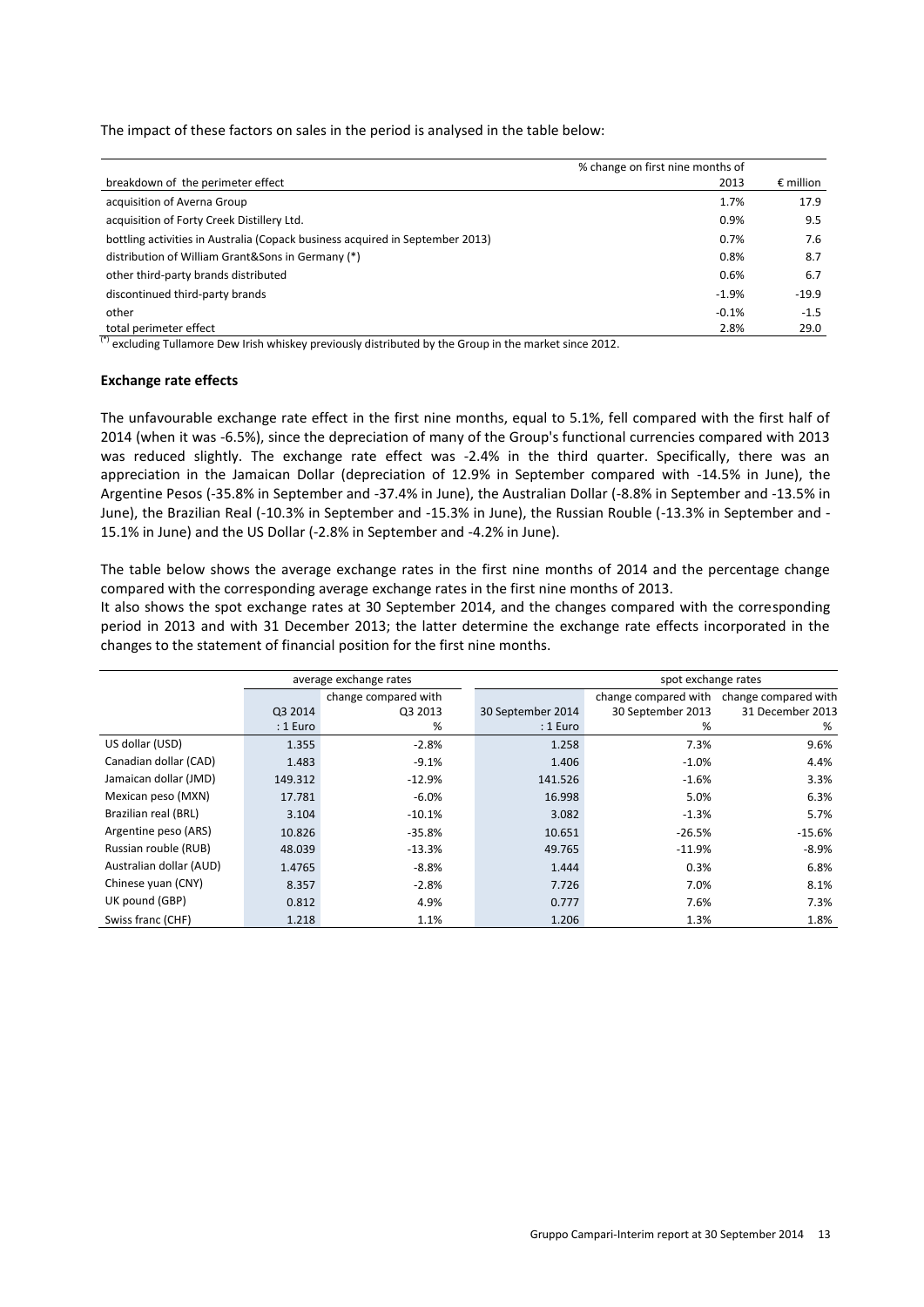The impact of these factors on sales in the period is analysed in the table below:

| breakdown of the perimeter effect | % change on first nine months of 2013 | € million |
|---|---|---|
| acquisition of Averna Group | 1.7% | 17.9 |
| acquisition of Forty Creek Distillery Ltd. | 0.9% | 9.5 |
| bottling activities in Australia (Copack business acquired in September 2013) | 0.7% | 7.6 |
| distribution of William Grant&Sons in Germany (*) | 0.8% | 8.7 |
| other third-party brands distributed | 0.6% | 6.7 |
| discontinued third-party brands | -1.9% | -19.9 |
| other | -0.1% | -1.5 |
| total perimeter effect | 2.8% | 29.0 |

(*) excluding Tullamore Dew Irish whiskey previously distributed by the Group in the market since 2012.

**Exchange rate effects**

The unfavourable exchange rate effect in the first nine months, equal to 5.1%, fell compared with the first half of 2014 (when it was -6.5%), since the depreciation of many of the Group's functional currencies compared with 2013 was reduced slightly. The exchange rate effect was -2.4% in the third quarter. Specifically, there was an appreciation in the Jamaican Dollar (depreciation of 12.9% in September compared with -14.5% in June), the Argentine Pesos (-35.8% in September and -37.4% in June), the Australian Dollar (-8.8% in September and -13.5% in June), the Brazilian Real (-10.3% in September and -15.3% in June), the Russian Rouble (-13.3% in September and -15.1% in June) and the US Dollar (-2.8% in September and -4.2% in June).

The table below shows the average exchange rates in the first nine months of 2014 and the percentage change compared with the corresponding average exchange rates in the first nine months of 2013.
It also shows the spot exchange rates at 30 September 2014, and the changes compared with the corresponding period in 2013 and with 31 December 2013; the latter determine the exchange rate effects incorporated in the changes to the statement of financial position for the first nine months.

| | average exchange rates | | spot exchange rates | | |
|---|---|---|---|---|---|
| | Q3 2014 : 1 Euro | change compared with Q3 2013 % | 30 September 2014 : 1 Euro | change compared with 30 September 2013 % | change compared with 31 December 2013 % |
| US dollar (USD) | 1.355 | -2.8% | 1.258 | 7.3% | 9.6% |
| Canadian dollar (CAD) | 1.483 | -9.1% | 1.406 | -1.0% | 4.4% |
| Jamaican dollar (JMD) | 149.312 | -12.9% | 141.526 | -1.6% | 3.3% |
| Mexican peso (MXN) | 17.781 | -6.0% | 16.998 | 5.0% | 6.3% |
| Brazilian real (BRL) | 3.104 | -10.1% | 3.082 | -1.3% | 5.7% |
| Argentine peso (ARS) | 10.826 | -35.8% | 10.651 | -26.5% | -15.6% |
| Russian rouble (RUB) | 48.039 | -13.3% | 49.765 | -11.9% | -8.9% |
| Australian dollar (AUD) | 1.4765 | -8.8% | 1.444 | 0.3% | 6.8% |
| Chinese yuan (CNY) | 8.357 | -2.8% | 7.726 | 7.0% | 8.1% |
| UK pound (GBP) | 0.812 | 4.9% | 0.777 | 7.6% | 7.3% |
| Swiss franc (CHF) | 1.218 | 1.1% | 1.206 | 1.3% | 1.8% |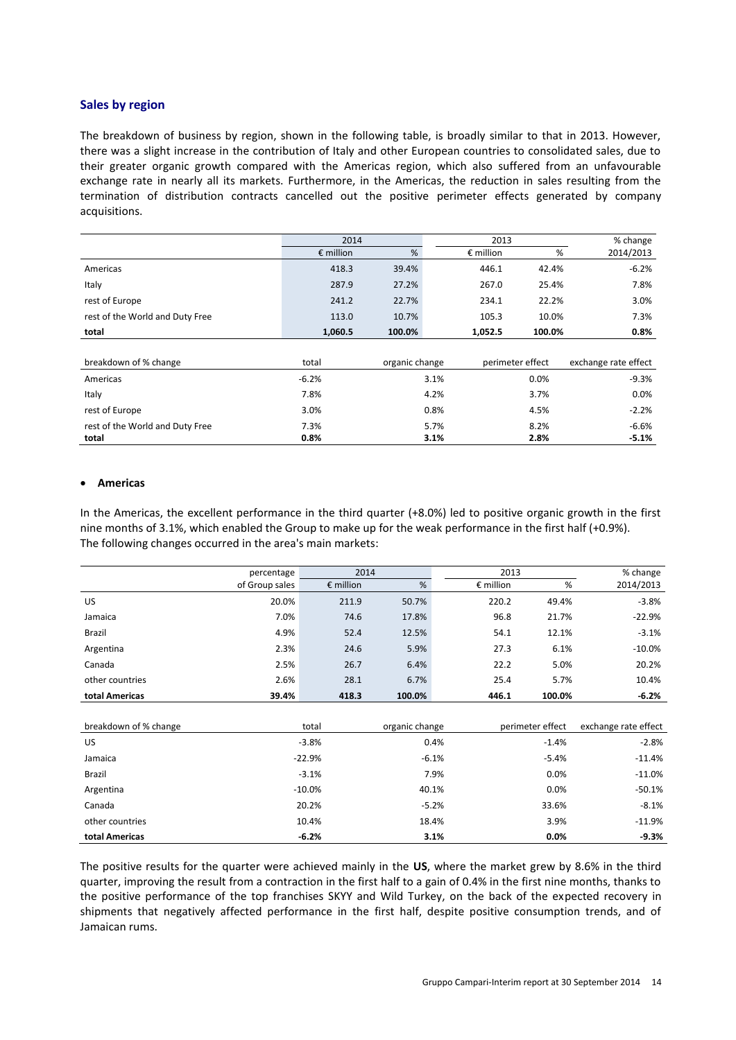## Sales by region

The breakdown of business by region, shown in the following table, is broadly similar to that in 2013. However, there was a slight increase in the contribution of Italy and other European countries to consolidated sales, due to their greater organic growth compared with the Americas region, which also suffered from an unfavourable exchange rate in nearly all its markets. Furthermore, in the Americas, the reduction in sales resulting from the termination of distribution contracts cancelled out the positive perimeter effects generated by company acquisitions.

| | 2014 | | 2013 | | % change |
|---|---|---|---|---|---|
| | € million | % | € million | % | 2014/2013 |
| Americas | 418.3 | 39.4% | 446.1 | 42.4% | -6.2% |
| Italy | 287.9 | 27.2% | 267.0 | 25.4% | 7.8% |
| rest of Europe | 241.2 | 22.7% | 234.1 | 22.2% | 3.0% |
| rest of the World and Duty Free | 113.0 | 10.7% | 105.3 | 10.0% | 7.3% |
| **total** | **1,060.5** | **100.0%** | **1,052.5** | **100.0%** | **0.8%** |

| breakdown of % change | total | organic change | perimeter effect | exchange rate effect |
|---|---|---|---|---|
| Americas | -6.2% | 3.1% | 0.0% | -9.3% |
| Italy | 7.8% | 4.2% | 3.7% | 0.0% |
| rest of Europe | 3.0% | 0.8% | 4.5% | -2.2% |
| rest of the World and Duty Free | 7.3% | 5.7% | 8.2% | -6.6% |
| **total** | **0.8%** | **3.1%** | **2.8%** | **-5.1%** |

- **Americas**

In the Americas, the excellent performance in the third quarter (+8.0%) led to positive organic growth in the first nine months of 3.1%, which enabled the Group to make up for the weak performance in the first half (+0.9%).
The following changes occurred in the area's main markets:

| | percentage | 2014 | | 2013 | | % change |
|---|---|---|---|---|---|---|
| | of Group sales | € million | % | € million | % | 2014/2013 |
| US | 20.0% | 211.9 | 50.7% | 220.2 | 49.4% | -3.8% |
| Jamaica | 7.0% | 74.6 | 17.8% | 96.8 | 21.7% | -22.9% |
| Brazil | 4.9% | 52.4 | 12.5% | 54.1 | 12.1% | -3.1% |
| Argentina | 2.3% | 24.6 | 5.9% | 27.3 | 6.1% | -10.0% |
| Canada | 2.5% | 26.7 | 6.4% | 22.2 | 5.0% | 20.2% |
| other countries | 2.6% | 28.1 | 6.7% | 25.4 | 5.7% | 10.4% |
| **total Americas** | **39.4%** | **418.3** | **100.0%** | **446.1** | **100.0%** | **-6.2%** |

| breakdown of % change | total | organic change | perimeter effect | exchange rate effect |
|---|---|---|---|---|
| US | -3.8% | 0.4% | -1.4% | -2.8% |
| Jamaica | -22.9% | -6.1% | -5.4% | -11.4% |
| Brazil | -3.1% | 7.9% | 0.0% | -11.0% |
| Argentina | -10.0% | 40.1% | 0.0% | -50.1% |
| Canada | 20.2% | -5.2% | 33.6% | -8.1% |
| other countries | 10.4% | 18.4% | 3.9% | -11.9% |
| **total Americas** | **-6.2%** | **3.1%** | **0.0%** | **-9.3%** |

The positive results for the quarter were achieved mainly in the **US**, where the market grew by 8.6% in the third quarter, improving the result from a contraction in the first half to a gain of 0.4% in the first nine months, thanks to the positive performance of the top franchises SKYY and Wild Turkey, on the back of the expected recovery in shipments that negatively affected performance in the first half, despite positive consumption trends, and of Jamaican rums.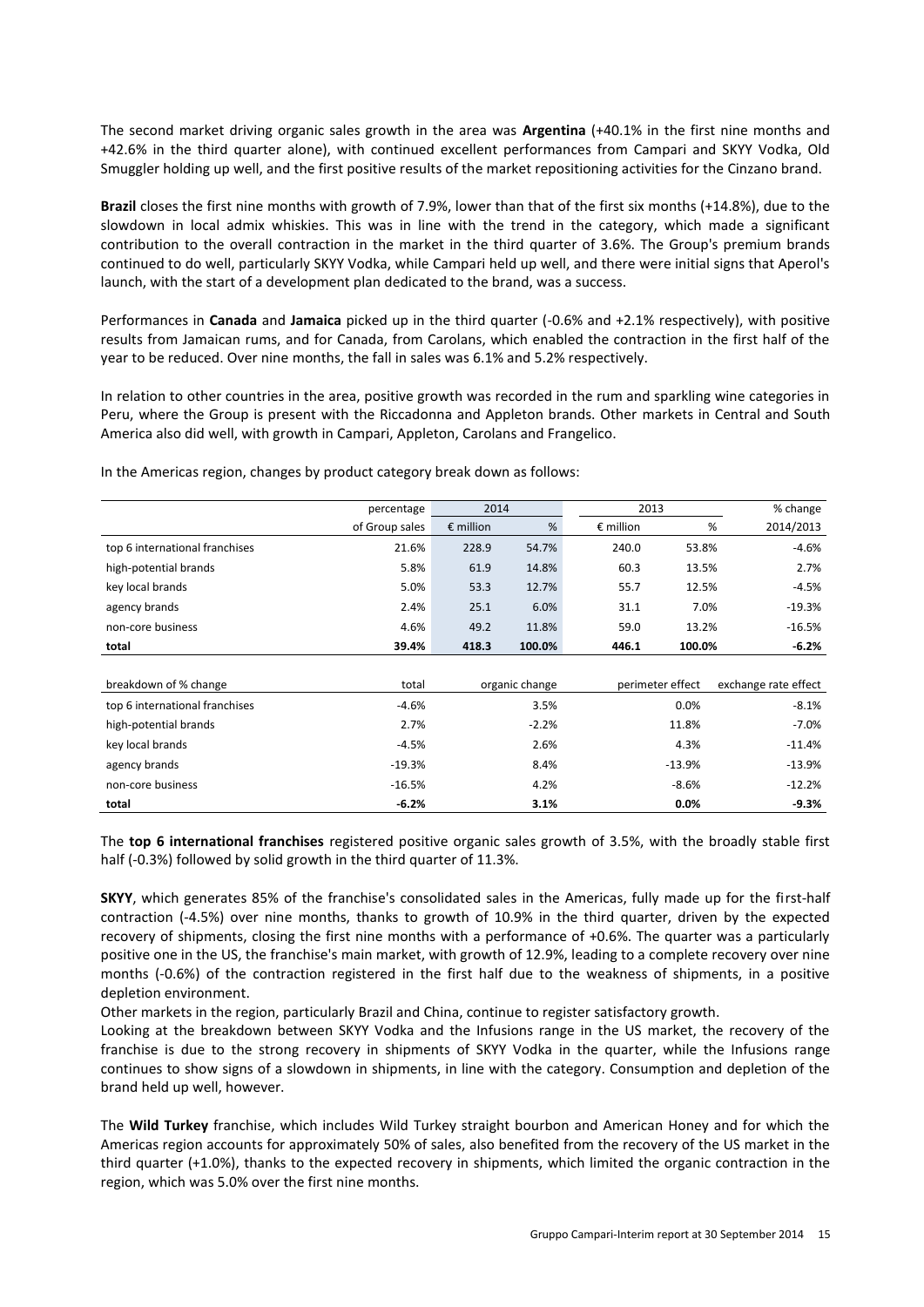The second market driving organic sales growth in the area was **Argentina** (+40.1% in the first nine months and +42.6% in the third quarter alone), with continued excellent performances from Campari and SKYY Vodka, Old Smuggler holding up well, and the first positive results of the market repositioning activities for the Cinzano brand.

**Brazil** closes the first nine months with growth of 7.9%, lower than that of the first six months (+14.8%), due to the slowdown in local admix whiskies. This was in line with the trend in the category, which made a significant contribution to the overall contraction in the market in the third quarter of 3.6%. The Group's premium brands continued to do well, particularly SKYY Vodka, while Campari held up well, and there were initial signs that Aperol's launch, with the start of a development plan dedicated to the brand, was a success.

Performances in **Canada** and **Jamaica** picked up in the third quarter (-0.6% and +2.1% respectively), with positive results from Jamaican rums, and for Canada, from Carolans, which enabled the contraction in the first half of the year to be reduced. Over nine months, the fall in sales was 6.1% and 5.2% respectively.

In relation to other countries in the area, positive growth was recorded in the rum and sparkling wine categories in Peru, where the Group is present with the Riccadonna and Appleton brands. Other markets in Central and South America also did well, with growth in Campari, Appleton, Carolans and Frangelico.

In the Americas region, changes by product category break down as follows:

| | percentage | 2014 | | 2013 | | % change |
|---|---|---|---|---|---|---|
| | of Group sales | € million | % | € million | % | 2014/2013 |
| top 6 international franchises | 21.6% | 228.9 | 54.7% | 240.0 | 53.8% | -4.6% |
| high-potential brands | 5.8% | 61.9 | 14.8% | 60.3 | 13.5% | 2.7% |
| key local brands | 5.0% | 53.3 | 12.7% | 55.7 | 12.5% | -4.5% |
| agency brands | 2.4% | 25.1 | 6.0% | 31.1 | 7.0% | -19.3% |
| non-core business | 4.6% | 49.2 | 11.8% | 59.0 | 13.2% | -16.5% |
| **total** | **39.4%** | **418.3** | **100.0%** | **446.1** | **100.0%** | **-6.2%** |

| breakdown of % change | total | organic change | perimeter effect | exchange rate effect |
|---|---|---|---|---|
| top 6 international franchises | -4.6% | 3.5% | 0.0% | -8.1% |
| high-potential brands | 2.7% | -2.2% | 11.8% | -7.0% |
| key local brands | -4.5% | 2.6% | 4.3% | -11.4% |
| agency brands | -19.3% | 8.4% | -13.9% | -13.9% |
| non-core business | -16.5% | 4.2% | -8.6% | -12.2% |
| **total** | **-6.2%** | **3.1%** | **0.0%** | **-9.3%** |

The **top 6 international franchises** registered positive organic sales growth of 3.5%, with the broadly stable first half (-0.3%) followed by solid growth in the third quarter of 11.3%.

**SKYY**, which generates 85% of the franchise's consolidated sales in the Americas, fully made up for the first-half contraction (-4.5%) over nine months, thanks to growth of 10.9% in the third quarter, driven by the expected recovery of shipments, closing the first nine months with a performance of +0.6%. The quarter was a particularly positive one in the US, the franchise's main market, with growth of 12.9%, leading to a complete recovery over nine months (-0.6%) of the contraction registered in the first half due to the weakness of shipments, in a positive depletion environment.

Other markets in the region, particularly Brazil and China, continue to register satisfactory growth.

Looking at the breakdown between SKYY Vodka and the Infusions range in the US market, the recovery of the franchise is due to the strong recovery in shipments of SKYY Vodka in the quarter, while the Infusions range continues to show signs of a slowdown in shipments, in line with the category. Consumption and depletion of the brand held up well, however.

The **Wild Turkey** franchise, which includes Wild Turkey straight bourbon and American Honey and for which the Americas region accounts for approximately 50% of sales, also benefited from the recovery of the US market in the third quarter (+1.0%), thanks to the expected recovery in shipments, which limited the organic contraction in the region, which was 5.0% over the first nine months.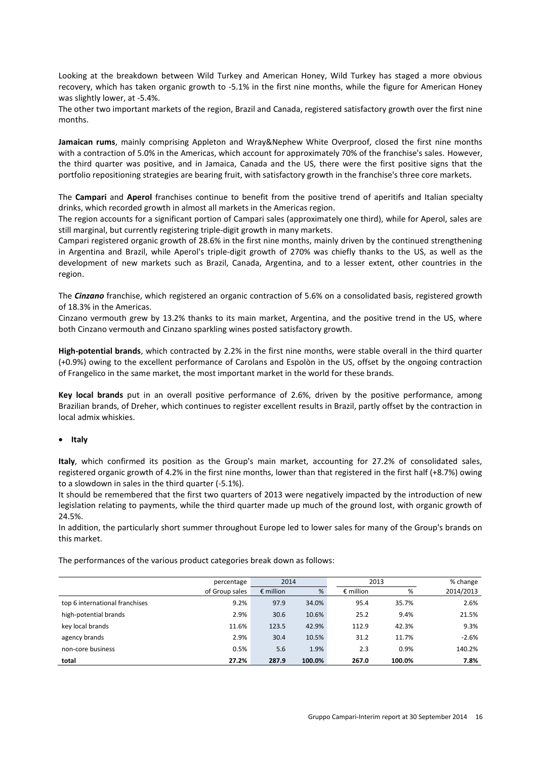Looking at the breakdown between Wild Turkey and American Honey, Wild Turkey has staged a more obvious recovery, which has taken organic growth to -5.1% in the first nine months, while the figure for American Honey was slightly lower, at -5.4%.

The other two important markets of the region, Brazil and Canada, registered satisfactory growth over the first nine months.

**Jamaican rums**, mainly comprising Appleton and Wray&Nephew White Overproof, closed the first nine months with a contraction of 5.0% in the Americas, which account for approximately 70% of the franchise's sales. However, the third quarter was positive, and in Jamaica, Canada and the US, there were the first positive signs that the portfolio repositioning strategies are bearing fruit, with satisfactory growth in the franchise's three core markets.

The **Campari** and **Aperol** franchises continue to benefit from the positive trend of aperitifs and Italian specialty drinks, which recorded growth in almost all markets in the Americas region.

The region accounts for a significant portion of Campari sales (approximately one third), while for Aperol, sales are still marginal, but currently registering triple-digit growth in many markets.

Campari registered organic growth of 28.6% in the first nine months, mainly driven by the continued strengthening in Argentina and Brazil, while Aperol's triple-digit growth of 270% was chiefly thanks to the US, as well as the development of new markets such as Brazil, Canada, Argentina, and to a lesser extent, other countries in the region.

The ***Cinzano*** franchise, which registered an organic contraction of 5.6% on a consolidated basis, registered growth of 18.3% in the Americas.

Cinzano vermouth grew by 13.2% thanks to its main market, Argentina, and the positive trend in the US, where both Cinzano vermouth and Cinzano sparkling wines posted satisfactory growth.

**High-potential brands**, which contracted by 2.2% in the first nine months, were stable overall in the third quarter (+0.9%) owing to the excellent performance of Carolans and Espolòn in the US, offset by the ongoing contraction of Frangelico in the same market, the most important market in the world for these brands.

**Key local brands** put in an overall positive performance of 2.6%, driven by the positive performance, among Brazilian brands, of Dreher, which continues to register excellent results in Brazil, partly offset by the contraction in local admix whiskies.

- **Italy**

**Italy**, which confirmed its position as the Group's main market, accounting for 27.2% of consolidated sales, registered organic growth of 4.2% in the first nine months, lower than that registered in the first half (+8.7%) owing to a slowdown in sales in the third quarter (-5.1%).

It should be remembered that the first two quarters of 2013 were negatively impacted by the introduction of new legislation relating to payments, while the third quarter made up much of the ground lost, with organic growth of 24.5%.

In addition, the particularly short summer throughout Europe led to lower sales for many of the Group's brands on this market.

The performances of the various product categories break down as follows:

| | percentage of Group sales | 2014 € million | 2014 % | 2013 € million | 2013 % | % change 2014/2013 |
|---|---|---|---|---|---|---|
| top 6 international franchises | 9.2% | 97.9 | 34.0% | 95.4 | 35.7% | 2.6% |
| high-potential brands | 2.9% | 30.6 | 10.6% | 25.2 | 9.4% | 21.5% |
| key local brands | 11.6% | 123.5 | 42.9% | 112.9 | 42.3% | 9.3% |
| agency brands | 2.9% | 30.4 | 10.5% | 31.2 | 11.7% | -2.6% |
| non-core business | 0.5% | 5.6 | 1.9% | 2.3 | 0.9% | 140.2% |
| **total** | **27.2%** | **287.9** | **100.0%** | **267.0** | **100.0%** | **7.8%** |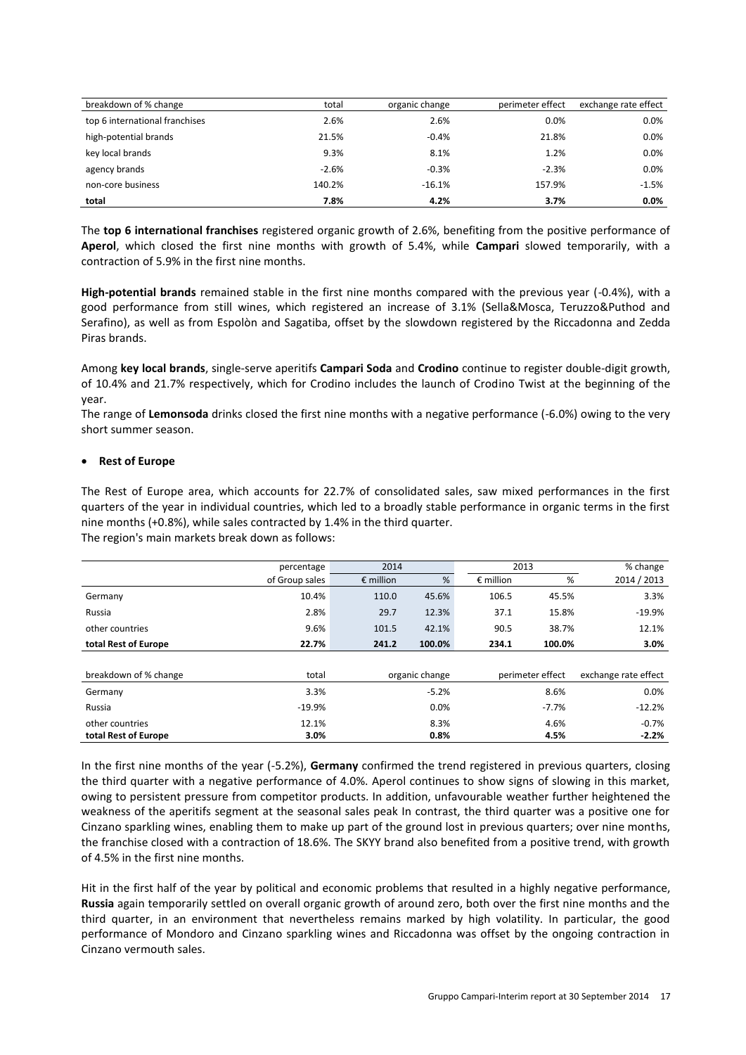| breakdown of % change | total | organic change | perimeter effect | exchange rate effect |
| --- | --- | --- | --- | --- |
| top 6 international franchises | 2.6% | 2.6% | 0.0% | 0.0% |
| high-potential brands | 21.5% | -0.4% | 21.8% | 0.0% |
| key local brands | 9.3% | 8.1% | 1.2% | 0.0% |
| agency brands | -2.6% | -0.3% | -2.3% | 0.0% |
| non-core business | 140.2% | -16.1% | 157.9% | -1.5% |
| **total** | **7.8%** | **4.2%** | **3.7%** | **0.0%** |

The **top 6 international franchises** registered organic growth of 2.6%, benefiting from the positive performance of **Aperol**, which closed the first nine months with growth of 5.4%, while **Campari** slowed temporarily, with a contraction of 5.9% in the first nine months.

**High-potential brands** remained stable in the first nine months compared with the previous year (-0.4%), with a good performance from still wines, which registered an increase of 3.1% (Sella&Mosca, Teruzzo&Puthod and Serafino), as well as from Espolòn and Sagatiba, offset by the slowdown registered by the Riccadonna and Zedda Piras brands.

Among **key local brands**, single-serve aperitifs **Campari Soda** and **Crodino** continue to register double-digit growth, of 10.4% and 21.7% respectively, which for Crodino includes the launch of Crodino Twist at the beginning of the year.

The range of **Lemonsoda** drinks closed the first nine months with a negative performance (-6.0%) owing to the very short summer season.

- **Rest of Europe**

The Rest of Europe area, which accounts for 22.7% of consolidated sales, saw mixed performances in the first quarters of the year in individual countries, which led to a broadly stable performance in organic terms in the first nine months (+0.8%), while sales contracted by 1.4% in the third quarter.
The region's main markets break down as follows:

| | percentage | 2014 | | 2013 | | % change |
| --- | --- | --- | --- | --- | --- | --- |
| | of Group sales | € million | % | € million | % | 2014 / 2013 |
| Germany | 10.4% | 110.0 | 45.6% | 106.5 | 45.5% | 3.3% |
| Russia | 2.8% | 29.7 | 12.3% | 37.1 | 15.8% | -19.9% |
| other countries | 9.6% | 101.5 | 42.1% | 90.5 | 38.7% | 12.1% |
| **total Rest of Europe** | **22.7%** | **241.2** | **100.0%** | **234.1** | **100.0%** | **3.0%** |

| breakdown of % change | total | organic change | perimeter effect | exchange rate effect |
| --- | --- | --- | --- | --- |
| Germany | 3.3% | -5.2% | 8.6% | 0.0% |
| Russia | -19.9% | 0.0% | -7.7% | -12.2% |
| other countries | 12.1% | 8.3% | 4.6% | -0.7% |
| **total Rest of Europe** | **3.0%** | **0.8%** | **4.5%** | **-2.2%** |

In the first nine months of the year (-5.2%), **Germany** confirmed the trend registered in previous quarters, closing the third quarter with a negative performance of 4.0%. Aperol continues to show signs of slowing in this market, owing to persistent pressure from competitor products. In addition, unfavourable weather further heightened the weakness of the aperitifs segment at the seasonal sales peak In contrast, the third quarter was a positive one for Cinzano sparkling wines, enabling them to make up part of the ground lost in previous quarters; over nine months, the franchise closed with a contraction of 18.6%. The SKYY brand also benefited from a positive trend, with growth of 4.5% in the first nine months.

Hit in the first half of the year by political and economic problems that resulted in a highly negative performance, **Russia** again temporarily settled on overall organic growth of around zero, both over the first nine months and the third quarter, in an environment that nevertheless remains marked by high volatility. In particular, the good performance of Mondoro and Cinzano sparkling wines and Riccadonna was offset by the ongoing contraction in Cinzano vermouth sales.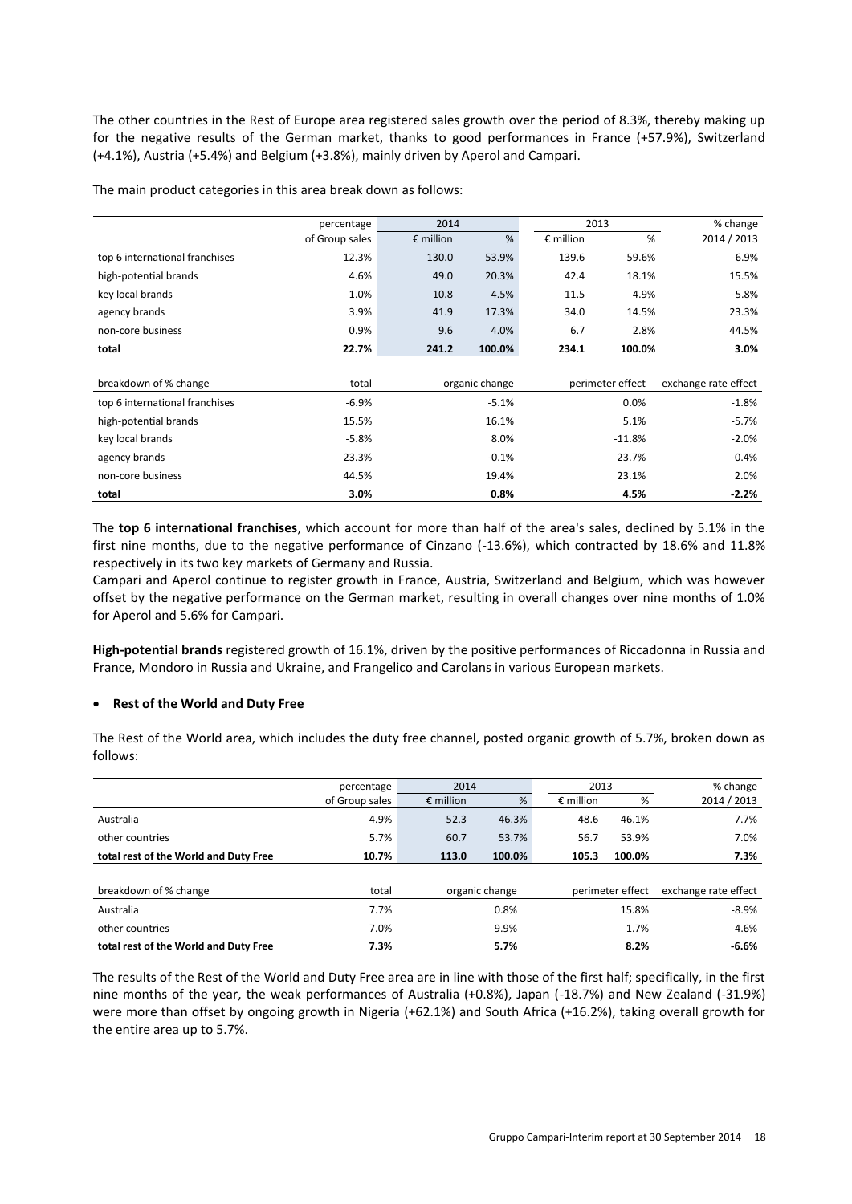The other countries in the Rest of Europe area registered sales growth over the period of 8.3%, thereby making up for the negative results of the German market, thanks to good performances in France (+57.9%), Switzerland (+4.1%), Austria (+5.4%) and Belgium (+3.8%), mainly driven by Aperol and Campari.

The main product categories in this area break down as follows:

| | percentage of Group sales | 2014 € million | 2014 % | 2013 € million | 2013 % | % change 2014 / 2013 |
|---|---|---|---|---|---|---|
| top 6 international franchises | 12.3% | 130.0 | 53.9% | 139.6 | 59.6% | -6.9% |
| high-potential brands | 4.6% | 49.0 | 20.3% | 42.4 | 18.1% | 15.5% |
| key local brands | 1.0% | 10.8 | 4.5% | 11.5 | 4.9% | -5.8% |
| agency brands | 3.9% | 41.9 | 17.3% | 34.0 | 14.5% | 23.3% |
| non-core business | 0.9% | 9.6 | 4.0% | 6.7 | 2.8% | 44.5% |
| **total** | **22.7%** | **241.2** | **100.0%** | **234.1** | **100.0%** | **3.0%** |

| breakdown of % change | total | organic change | perimeter effect | exchange rate effect |
|---|---|---|---|---|
| top 6 international franchises | -6.9% | -5.1% | 0.0% | -1.8% |
| high-potential brands | 15.5% | 16.1% | 5.1% | -5.7% |
| key local brands | -5.8% | 8.0% | -11.8% | -2.0% |
| agency brands | 23.3% | -0.1% | 23.7% | -0.4% |
| non-core business | 44.5% | 19.4% | 23.1% | 2.0% |
| **total** | **3.0%** | **0.8%** | **4.5%** | **-2.2%** |

The **top 6 international franchises**, which account for more than half of the area's sales, declined by 5.1% in the first nine months, due to the negative performance of Cinzano (-13.6%), which contracted by 18.6% and 11.8% respectively in its two key markets of Germany and Russia.
Campari and Aperol continue to register growth in France, Austria, Switzerland and Belgium, which was however offset by the negative performance on the German market, resulting in overall changes over nine months of 1.0% for Aperol and 5.6% for Campari.

**High-potential brands** registered growth of 16.1%, driven by the positive performances of Riccadonna in Russia and France, Mondoro in Russia and Ukraine, and Frangelico and Carolans in various European markets.

- **Rest of the World and Duty Free**

The Rest of the World area, which includes the duty free channel, posted organic growth of 5.7%, broken down as follows:

| | percentage of Group sales | 2014 € million | 2014 % | 2013 € million | 2013 % | % change 2014 / 2013 |
|---|---|---|---|---|---|---|
| Australia | 4.9% | 52.3 | 46.3% | 48.6 | 46.1% | 7.7% |
| other countries | 5.7% | 60.7 | 53.7% | 56.7 | 53.9% | 7.0% |
| **total rest of the World and Duty Free** | **10.7%** | **113.0** | **100.0%** | **105.3** | **100.0%** | **7.3%** |

| breakdown of % change | total | organic change | perimeter effect | exchange rate effect |
|---|---|---|---|---|
| Australia | 7.7% | 0.8% | 15.8% | -8.9% |
| other countries | 7.0% | 9.9% | 1.7% | -4.6% |
| **total rest of the World and Duty Free** | **7.3%** | **5.7%** | **8.2%** | **-6.6%** |

The results of the Rest of the World and Duty Free area are in line with those of the first half; specifically, in the first nine months of the year, the weak performances of Australia (+0.8%), Japan (-18.7%) and New Zealand (-31.9%) were more than offset by ongoing growth in Nigeria (+62.1%) and South Africa (+16.2%), taking overall growth for the entire area up to 5.7%.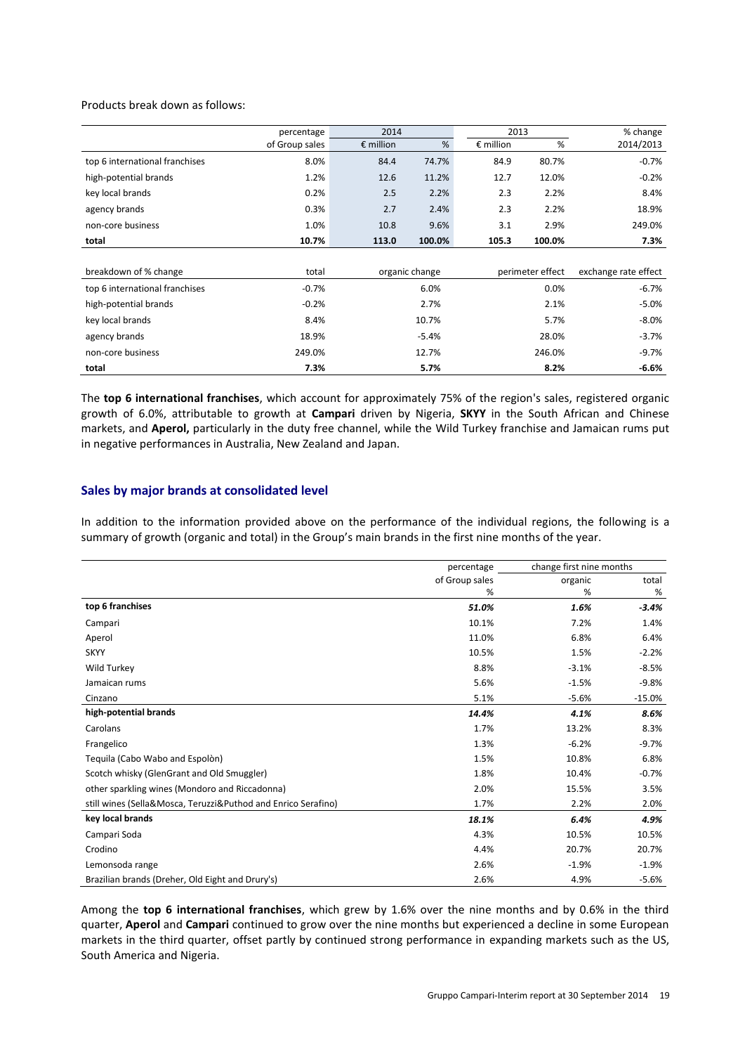Products break down as follows:

| | percentage | 2014 | | 2013 | | % change |
|---|---|---|---|---|---|---|
| | of Group sales | € million | % | € million | % | 2014/2013 |
| top 6 international franchises | 8.0% | 84.4 | 74.7% | 84.9 | 80.7% | -0.7% |
| high-potential brands | 1.2% | 12.6 | 11.2% | 12.7 | 12.0% | -0.2% |
| key local brands | 0.2% | 2.5 | 2.2% | 2.3 | 2.2% | 8.4% |
| agency brands | 0.3% | 2.7 | 2.4% | 2.3 | 2.2% | 18.9% |
| non-core business | 1.0% | 10.8 | 9.6% | 3.1 | 2.9% | 249.0% |
| **total** | **10.7%** | **113.0** | **100.0%** | **105.3** | **100.0%** | **7.3%** |

| breakdown of % change | total | organic change | perimeter effect | exchange rate effect |
|---|---|---|---|---|
| top 6 international franchises | -0.7% | 6.0% | 0.0% | -6.7% |
| high-potential brands | -0.2% | 2.7% | 2.1% | -5.0% |
| key local brands | 8.4% | 10.7% | 5.7% | -8.0% |
| agency brands | 18.9% | -5.4% | 28.0% | -3.7% |
| non-core business | 249.0% | 12.7% | 246.0% | -9.7% |
| **total** | **7.3%** | **5.7%** | **8.2%** | **-6.6%** |

The **top 6 international franchises**, which account for approximately 75% of the region's sales, registered organic growth of 6.0%, attributable to growth at **Campari** driven by Nigeria, **SKYY** in the South African and Chinese markets, and **Aperol,** particularly in the duty free channel, while the Wild Turkey franchise and Jamaican rums put in negative performances in Australia, New Zealand and Japan.

## Sales by major brands at consolidated level

In addition to the information provided above on the performance of the individual regions, the following is a summary of growth (organic and total) in the Group's main brands in the first nine months of the year.

| | percentage | change first nine months | |
|---|---|---|---|
| | of Group sales | organic | total |
| | % | % | % |
| **top 6 franchises** | ***51.0%*** | ***1.6%*** | ***-3.4%*** |
| Campari | 10.1% | 7.2% | 1.4% |
| Aperol | 11.0% | 6.8% | 6.4% |
| SKYY | 10.5% | 1.5% | -2.2% |
| Wild Turkey | 8.8% | -3.1% | -8.5% |
| Jamaican rums | 5.6% | -1.5% | -9.8% |
| Cinzano | 5.1% | -5.6% | -15.0% |
| **high-potential brands** | ***14.4%*** | ***4.1%*** | ***8.6%*** |
| Carolans | 1.7% | 13.2% | 8.3% |
| Frangelico | 1.3% | -6.2% | -9.7% |
| Tequila (Cabo Wabo and Espolòn) | 1.5% | 10.8% | 6.8% |
| Scotch whisky (GlenGrant and Old Smuggler) | 1.8% | 10.4% | -0.7% |
| other sparkling wines (Mondoro and Riccadonna) | 2.0% | 15.5% | 3.5% |
| still wines (Sella&Mosca, Teruzzi&Puthod and Enrico Serafino) | 1.7% | 2.2% | 2.0% |
| **key local brands** | ***18.1%*** | ***6.4%*** | ***4.9%*** |
| Campari Soda | 4.3% | 10.5% | 10.5% |
| Crodino | 4.4% | 20.7% | 20.7% |
| Lemonsoda range | 2.6% | -1.9% | -1.9% |
| Brazilian brands (Dreher, Old Eight and Drury's) | 2.6% | 4.9% | -5.6% |

Among the **top 6 international franchises**, which grew by 1.6% over the nine months and by 0.6% in the third quarter, **Aperol** and **Campari** continued to grow over the nine months but experienced a decline in some European markets in the third quarter, offset partly by continued strong performance in expanding markets such as the US, South America and Nigeria.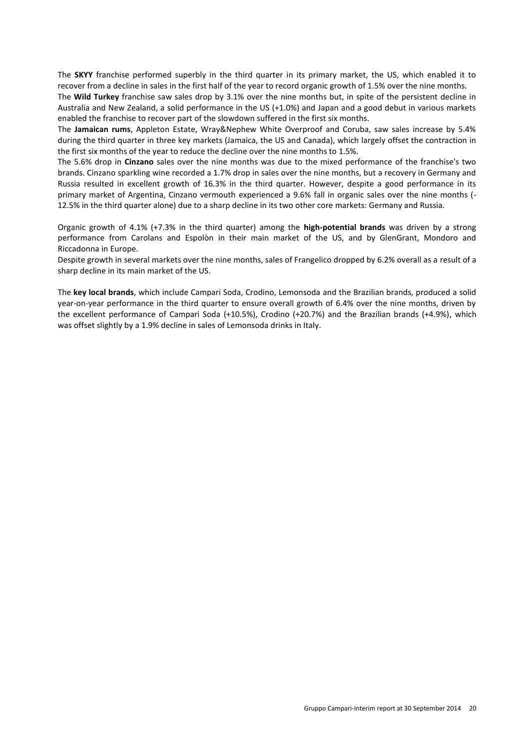The **SKYY** franchise performed superbly in the third quarter in its primary market, the US, which enabled it to recover from a decline in sales in the first half of the year to record organic growth of 1.5% over the nine months.

The **Wild Turkey** franchise saw sales drop by 3.1% over the nine months but, in spite of the persistent decline in Australia and New Zealand, a solid performance in the US (+1.0%) and Japan and a good debut in various markets enabled the franchise to recover part of the slowdown suffered in the first six months.

The **Jamaican rums**, Appleton Estate, Wray&Nephew White Overproof and Coruba, saw sales increase by 5.4% during the third quarter in three key markets (Jamaica, the US and Canada), which largely offset the contraction in the first six months of the year to reduce the decline over the nine months to 1.5%.

The 5.6% drop in **Cinzano** sales over the nine months was due to the mixed performance of the franchise's two brands. Cinzano sparkling wine recorded a 1.7% drop in sales over the nine months, but a recovery in Germany and Russia resulted in excellent growth of 16.3% in the third quarter. However, despite a good performance in its primary market of Argentina, Cinzano vermouth experienced a 9.6% fall in organic sales over the nine months (-12.5% in the third quarter alone) due to a sharp decline in its two other core markets: Germany and Russia.

Organic growth of 4.1% (+7.3% in the third quarter) among the **high-potential brands** was driven by a strong performance from Carolans and Espolòn in their main market of the US, and by GlenGrant, Mondoro and Riccadonna in Europe.

Despite growth in several markets over the nine months, sales of Frangelico dropped by 6.2% overall as a result of a sharp decline in its main market of the US.

The **key local brands**, which include Campari Soda, Crodino, Lemonsoda and the Brazilian brands, produced a solid year-on-year performance in the third quarter to ensure overall growth of 6.4% over the nine months, driven by the excellent performance of Campari Soda (+10.5%), Crodino (+20.7%) and the Brazilian brands (+4.9%), which was offset slightly by a 1.9% decline in sales of Lemonsoda drinks in Italy.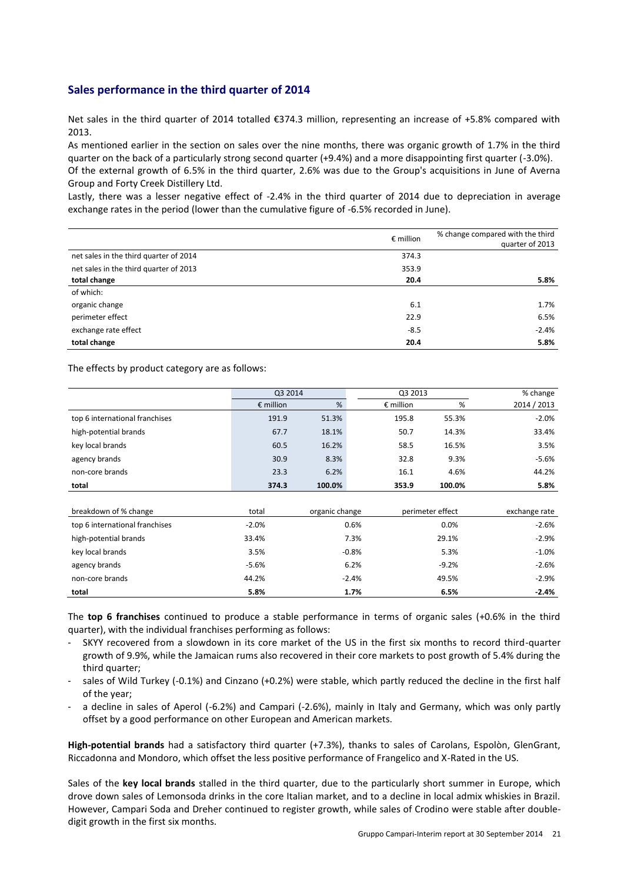## Sales performance in the third quarter of 2014

Net sales in the third quarter of 2014 totalled €374.3 million, representing an increase of +5.8% compared with 2013.

As mentioned earlier in the section on sales over the nine months, there was organic growth of 1.7% in the third quarter on the back of a particularly strong second quarter (+9.4%) and a more disappointing first quarter (-3.0%).

Of the external growth of 6.5% in the third quarter, 2.6% was due to the Group's acquisitions in June of Averna Group and Forty Creek Distillery Ltd.

Lastly, there was a lesser negative effect of -2.4% in the third quarter of 2014 due to depreciation in average exchange rates in the period (lower than the cumulative figure of -6.5% recorded in June).

| | € million | % change compared with the third quarter of 2013 |
|---|---|---|
| net sales in the third quarter of 2014 | 374.3 | |
| net sales in the third quarter of 2013 | 353.9 | |
| **total change** | **20.4** | **5.8%** |
| of which: | | |
| organic change | 6.1 | 1.7% |
| perimeter effect | 22.9 | 6.5% |
| exchange rate effect | -8.5 | -2.4% |
| **total change** | **20.4** | **5.8%** |

The effects by product category are as follows:

| | Q3 2014 | | Q3 2013 | | % change |
|---|---|---|---|---|---|
| | € million | % | € million | % | 2014 / 2013 |
| top 6 international franchises | 191.9 | 51.3% | 195.8 | 55.3% | -2.0% |
| high-potential brands | 67.7 | 18.1% | 50.7 | 14.3% | 33.4% |
| key local brands | 60.5 | 16.2% | 58.5 | 16.5% | 3.5% |
| agency brands | 30.9 | 8.3% | 32.8 | 9.3% | -5.6% |
| non-core brands | 23.3 | 6.2% | 16.1 | 4.6% | 44.2% |
| **total** | **374.3** | **100.0%** | **353.9** | **100.0%** | **5.8%** |

| breakdown of % change | total | organic change | perimeter effect | exchange rate |
|---|---|---|---|---|
| top 6 international franchises | -2.0% | 0.6% | 0.0% | -2.6% |
| high-potential brands | 33.4% | 7.3% | 29.1% | -2.9% |
| key local brands | 3.5% | -0.8% | 5.3% | -1.0% |
| agency brands | -5.6% | 6.2% | -9.2% | -2.6% |
| non-core brands | 44.2% | -2.4% | 49.5% | -2.9% |
| **total** | **5.8%** | **1.7%** | **6.5%** | **-2.4%** |

The **top 6 franchises** continued to produce a stable performance in terms of organic sales (+0.6% in the third quarter), with the individual franchises performing as follows:

- SKYY recovered from a slowdown in its core market of the US in the first six months to record third-quarter growth of 9.9%, while the Jamaican rums also recovered in their core markets to post growth of 5.4% during the third quarter;
- sales of Wild Turkey (-0.1%) and Cinzano (+0.2%) were stable, which partly reduced the decline in the first half of the year;
- a decline in sales of Aperol (-6.2%) and Campari (-2.6%), mainly in Italy and Germany, which was only partly offset by a good performance on other European and American markets.

**High-potential brands** had a satisfactory third quarter (+7.3%), thanks to sales of Carolans, Espolòn, GlenGrant, Riccadonna and Mondoro, which offset the less positive performance of Frangelico and X-Rated in the US.

Sales of the **key local brands** stalled in the third quarter, due to the particularly short summer in Europe, which drove down sales of Lemonsoda drinks in the core Italian market, and to a decline in local admix whiskies in Brazil. However, Campari Soda and Dreher continued to register growth, while sales of Crodino were stable after double-digit growth in the first six months.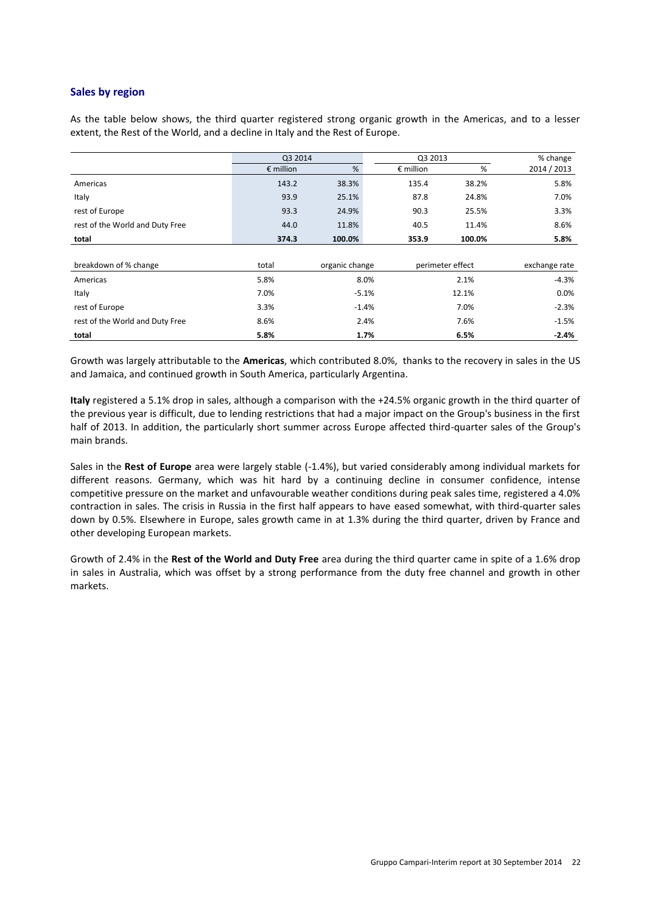## Sales by region

As the table below shows, the third quarter registered strong organic growth in the Americas, and to a lesser extent, the Rest of the World, and a decline in Italy and the Rest of Europe.

| | Q3 2014 | | Q3 2013 | | % change |
|---|---|---|---|---|---|
| | € million | % | € million | % | 2014 / 2013 |
| Americas | 143.2 | 38.3% | 135.4 | 38.2% | 5.8% |
| Italy | 93.9 | 25.1% | 87.8 | 24.8% | 7.0% |
| rest of Europe | 93.3 | 24.9% | 90.3 | 25.5% | 3.3% |
| rest of the World and Duty Free | 44.0 | 11.8% | 40.5 | 11.4% | 8.6% |
| **total** | **374.3** | **100.0%** | **353.9** | **100.0%** | **5.8%** |

| breakdown of % change | total | organic change | perimeter effect | exchange rate |
|---|---|---|---|---|
| Americas | 5.8% | 8.0% | 2.1% | -4.3% |
| Italy | 7.0% | -5.1% | 12.1% | 0.0% |
| rest of Europe | 3.3% | -1.4% | 7.0% | -2.3% |
| rest of the World and Duty Free | 8.6% | 2.4% | 7.6% | -1.5% |
| **total** | **5.8%** | **1.7%** | **6.5%** | **-2.4%** |

Growth was largely attributable to the **Americas**, which contributed 8.0%, thanks to the recovery in sales in the US and Jamaica, and continued growth in South America, particularly Argentina.

**Italy** registered a 5.1% drop in sales, although a comparison with the +24.5% organic growth in the third quarter of the previous year is difficult, due to lending restrictions that had a major impact on the Group's business in the first half of 2013. In addition, the particularly short summer across Europe affected third-quarter sales of the Group's main brands.

Sales in the **Rest of Europe** area were largely stable (-1.4%), but varied considerably among individual markets for different reasons. Germany, which was hit hard by a continuing decline in consumer confidence, intense competitive pressure on the market and unfavourable weather conditions during peak sales time, registered a 4.0% contraction in sales. The crisis in Russia in the first half appears to have eased somewhat, with third-quarter sales down by 0.5%. Elsewhere in Europe, sales growth came in at 1.3% during the third quarter, driven by France and other developing European markets.

Growth of 2.4% in the **Rest of the World and Duty Free** area during the third quarter came in spite of a 1.6% drop in sales in Australia, which was offset by a strong performance from the duty free channel and growth in other markets.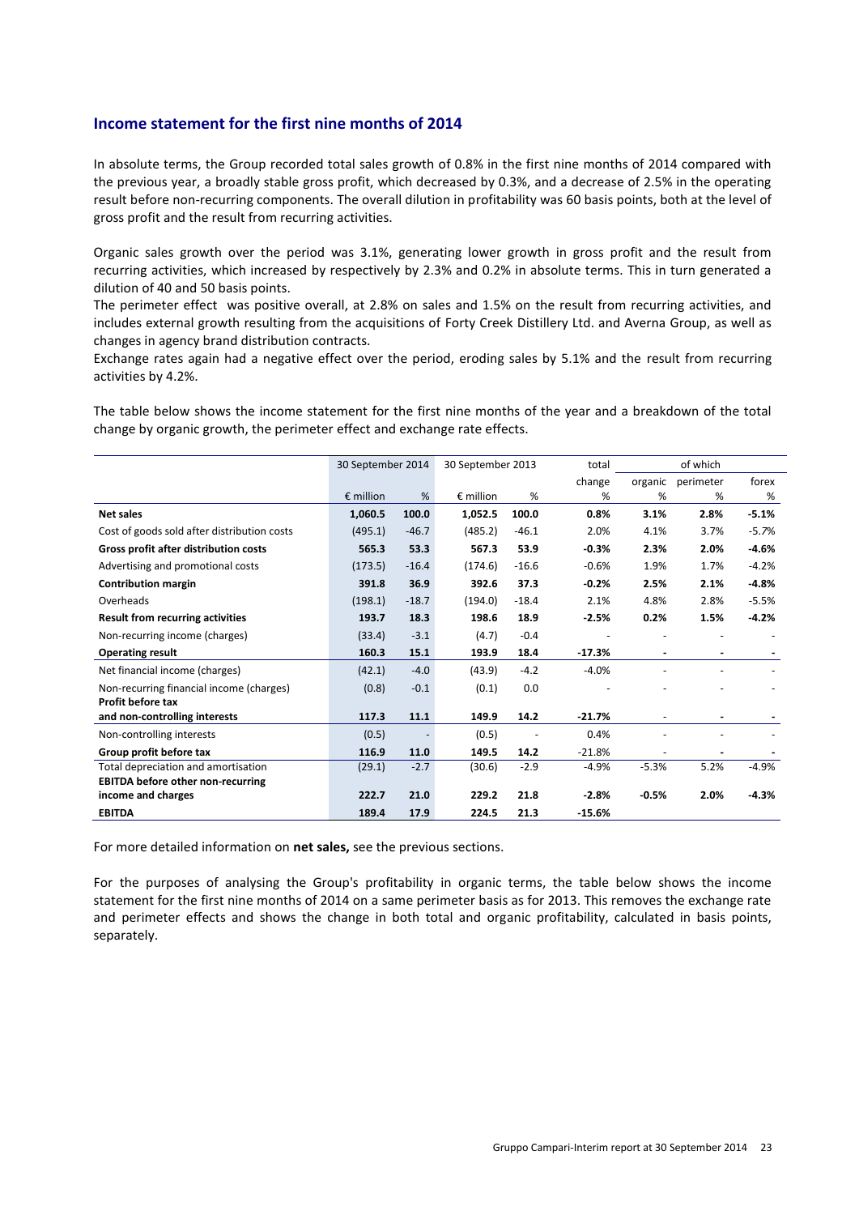## Income statement for the first nine months of 2014

In absolute terms, the Group recorded total sales growth of 0.8% in the first nine months of 2014 compared with the previous year, a broadly stable gross profit, which decreased by 0.3%, and a decrease of 2.5% in the operating result before non-recurring components. The overall dilution in profitability was 60 basis points, both at the level of gross profit and the result from recurring activities.

Organic sales growth over the period was 3.1%, generating lower growth in gross profit and the result from recurring activities, which increased by respectively by 2.3% and 0.2% in absolute terms. This in turn generated a dilution of 40 and 50 basis points.

The perimeter effect was positive overall, at 2.8% on sales and 1.5% on the result from recurring activities, and includes external growth resulting from the acquisitions of Forty Creek Distillery Ltd. and Averna Group, as well as changes in agency brand distribution contracts.

Exchange rates again had a negative effect over the period, eroding sales by 5.1% and the result from recurring activities by 4.2%.

The table below shows the income statement for the first nine months of the year and a breakdown of the total change by organic growth, the perimeter effect and exchange rate effects.

| | 30 September 2014 | | 30 September 2013 | | total | of which | | |
|---|---|---|---|---|---|---|---|---|
| | | | | | change | organic | perimeter | forex |
| | € million | % | € million | % | % | % | % | % |
| **Net sales** | **1,060.5** | **100.0** | **1,052.5** | **100.0** | **0.8%** | **3.1%** | **2.8%** | **-5.1%** |
| Cost of goods sold after distribution costs | (495.1) | -46.7 | (485.2) | -46.1 | 2.0% | 4.1% | 3.7% | -5.7% |
| **Gross profit after distribution costs** | **565.3** | **53.3** | **567.3** | **53.9** | **-0.3%** | **2.3%** | **2.0%** | **-4.6%** |
| Advertising and promotional costs | (173.5) | -16.4 | (174.6) | -16.6 | -0.6% | 1.9% | 1.7% | -4.2% |
| **Contribution margin** | **391.8** | **36.9** | **392.6** | **37.3** | **-0.2%** | **2.5%** | **2.1%** | **-4.8%** |
| Overheads | (198.1) | -18.7 | (194.0) | -18.4 | 2.1% | 4.8% | 2.8% | -5.5% |
| **Result from recurring activities** | **193.7** | **18.3** | **198.6** | **18.9** | **-2.5%** | **0.2%** | **1.5%** | **-4.2%** |
| Non-recurring income (charges) | (33.4) | -3.1 | (4.7) | -0.4 | - | - | - | - |
| **Operating result** | **160.3** | **15.1** | **193.9** | **18.4** | **-17.3%** | **-** | **-** | **-** |
| Net financial income (charges) | (42.1) | -4.0 | (43.9) | -4.2 | -4.0% | - | - | - |
| Non-recurring financial income (charges) | (0.8) | -0.1 | (0.1) | 0.0 | - | - | - | - |
| **Profit before tax and non-controlling interests** | **117.3** | **11.1** | **149.9** | **14.2** | **-21.7%** | - | **-** | **-** |
| Non-controlling interests | (0.5) | - | (0.5) | - | 0.4% | - | - | - |
| **Group profit before tax** | **116.9** | **11.0** | **149.5** | **14.2** | -21.8% | - | **-** | **-** |
| Total depreciation and amortisation | (29.1) | -2.7 | (30.6) | -2.9 | -4.9% | -5.3% | 5.2% | -4.9% |
| **EBITDA before other non-recurring income and charges** | **222.7** | **21.0** | **229.2** | **21.8** | **-2.8%** | **-0.5%** | **2.0%** | **-4.3%** |
| **EBITDA** | **189.4** | **17.9** | **224.5** | **21.3** | **-15.6%** | | | |

For more detailed information on **net sales,** see the previous sections.

For the purposes of analysing the Group's profitability in organic terms, the table below shows the income statement for the first nine months of 2014 on a same perimeter basis as for 2013. This removes the exchange rate and perimeter effects and shows the change in both total and organic profitability, calculated in basis points, separately.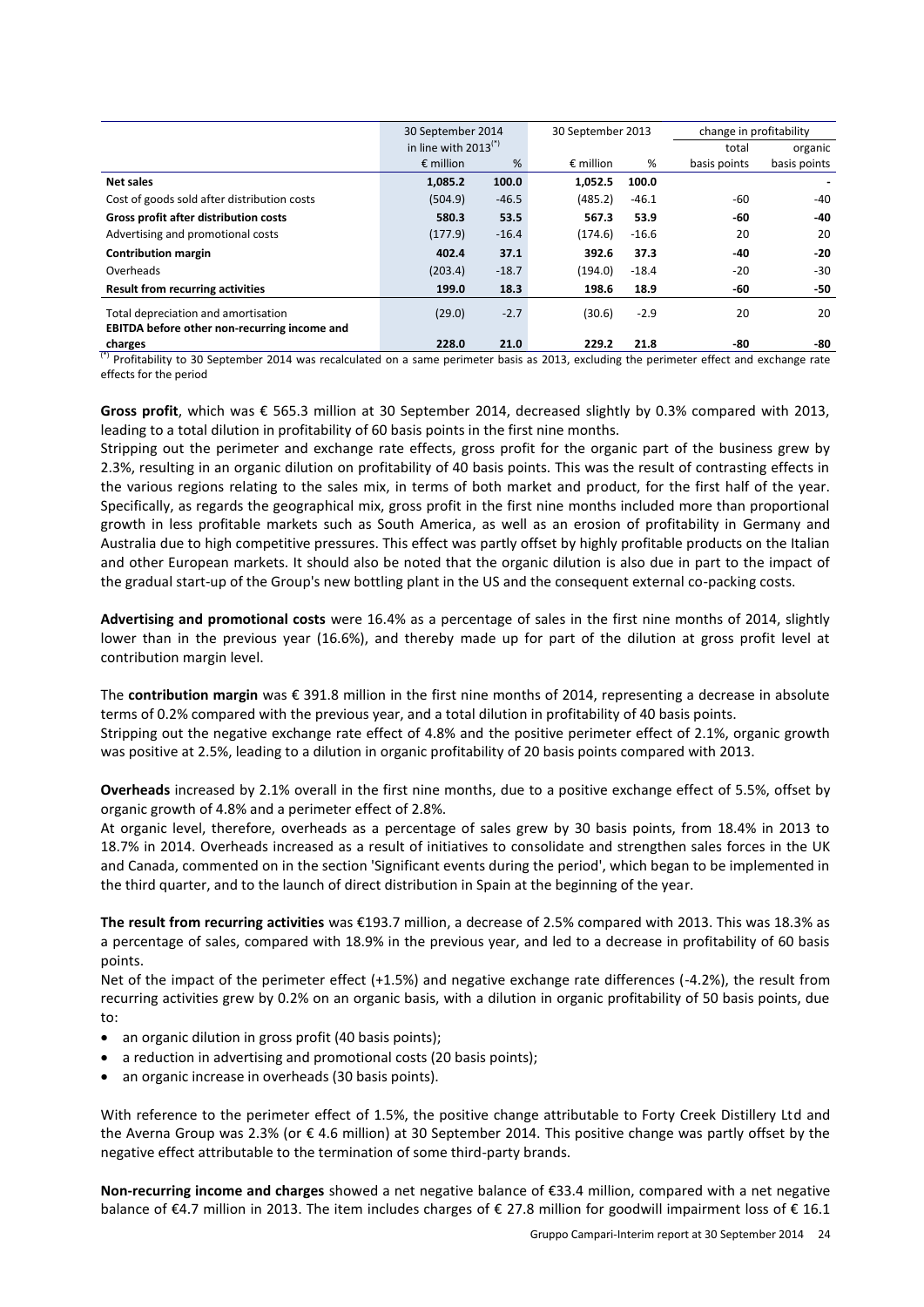| | 30 September 2014 | | 30 September 2013 | | change in profitability | |
|---|---|---|---|---|---|---|
| | in line with 2013[(*)] | | | | total | organic |
| | € million | % | € million | % | basis points | basis points |
| **Net sales** | **1,085.2** | **100.0** | **1,052.5** | **100.0** | | - |
| Cost of goods sold after distribution costs | (504.9) | -46.5 | (485.2) | -46.1 | -60 | -40 |
| **Gross profit after distribution costs** | **580.3** | **53.5** | **567.3** | **53.9** | **-60** | **-40** |
| Advertising and promotional costs | (177.9) | -16.4 | (174.6) | -16.6 | 20 | 20 |
| **Contribution margin** | **402.4** | **37.1** | **392.6** | **37.3** | **-40** | **-20** |
| Overheads | (203.4) | -18.7 | (194.0) | -18.4 | -20 | -30 |
| **Result from recurring activities** | **199.0** | **18.3** | **198.6** | **18.9** | **-60** | **-50** |
| Total depreciation and amortisation | (29.0) | -2.7 | (30.6) | -2.9 | 20 | 20 |
| **EBITDA before other non-recurring income and charges** | **228.0** | **21.0** | **229.2** | **21.8** | **-80** | **-80** |

[(*)] Profitability to 30 September 2014 was recalculated on a same perimeter basis as 2013, excluding the perimeter effect and exchange rate effects for the period

**Gross profit**, which was € 565.3 million at 30 September 2014, decreased slightly by 0.3% compared with 2013, leading to a total dilution in profitability of 60 basis points in the first nine months.

Stripping out the perimeter and exchange rate effects, gross profit for the organic part of the business grew by 2.3%, resulting in an organic dilution on profitability of 40 basis points. This was the result of contrasting effects in the various regions relating to the sales mix, in terms of both market and product, for the first half of the year. Specifically, as regards the geographical mix, gross profit in the first nine months included more than proportional growth in less profitable markets such as South America, as well as an erosion of profitability in Germany and Australia due to high competitive pressures. This effect was partly offset by highly profitable products on the Italian and other European markets. It should also be noted that the organic dilution is also due in part to the impact of the gradual start-up of the Group's new bottling plant in the US and the consequent external co-packing costs.

**Advertising and promotional costs** were 16.4% as a percentage of sales in the first nine months of 2014, slightly lower than in the previous year (16.6%), and thereby made up for part of the dilution at gross profit level at contribution margin level.

The **contribution margin** was € 391.8 million in the first nine months of 2014, representing a decrease in absolute terms of 0.2% compared with the previous year, and a total dilution in profitability of 40 basis points.

Stripping out the negative exchange rate effect of 4.8% and the positive perimeter effect of 2.1%, organic growth was positive at 2.5%, leading to a dilution in organic profitability of 20 basis points compared with 2013.

**Overheads** increased by 2.1% overall in the first nine months, due to a positive exchange effect of 5.5%, offset by organic growth of 4.8% and a perimeter effect of 2.8%.

At organic level, therefore, overheads as a percentage of sales grew by 30 basis points, from 18.4% in 2013 to 18.7% in 2014. Overheads increased as a result of initiatives to consolidate and strengthen sales forces in the UK and Canada, commented on in the section 'Significant events during the period', which began to be implemented in the third quarter, and to the launch of direct distribution in Spain at the beginning of the year.

**The result from recurring activities** was €193.7 million, a decrease of 2.5% compared with 2013. This was 18.3% as a percentage of sales, compared with 18.9% in the previous year, and led to a decrease in profitability of 60 basis points.

Net of the impact of the perimeter effect (+1.5%) and negative exchange rate differences (-4.2%), the result from recurring activities grew by 0.2% on an organic basis, with a dilution in organic profitability of 50 basis points, due to:

- an organic dilution in gross profit (40 basis points);
- a reduction in advertising and promotional costs (20 basis points);
- an organic increase in overheads (30 basis points).

With reference to the perimeter effect of 1.5%, the positive change attributable to Forty Creek Distillery Ltd and the Averna Group was 2.3% (or € 4.6 million) at 30 September 2014. This positive change was partly offset by the negative effect attributable to the termination of some third-party brands.

**Non-recurring income and charges** showed a net negative balance of €33.4 million, compared with a net negative balance of €4.7 million in 2013. The item includes charges of € 27.8 million for goodwill impairment loss of € 16.1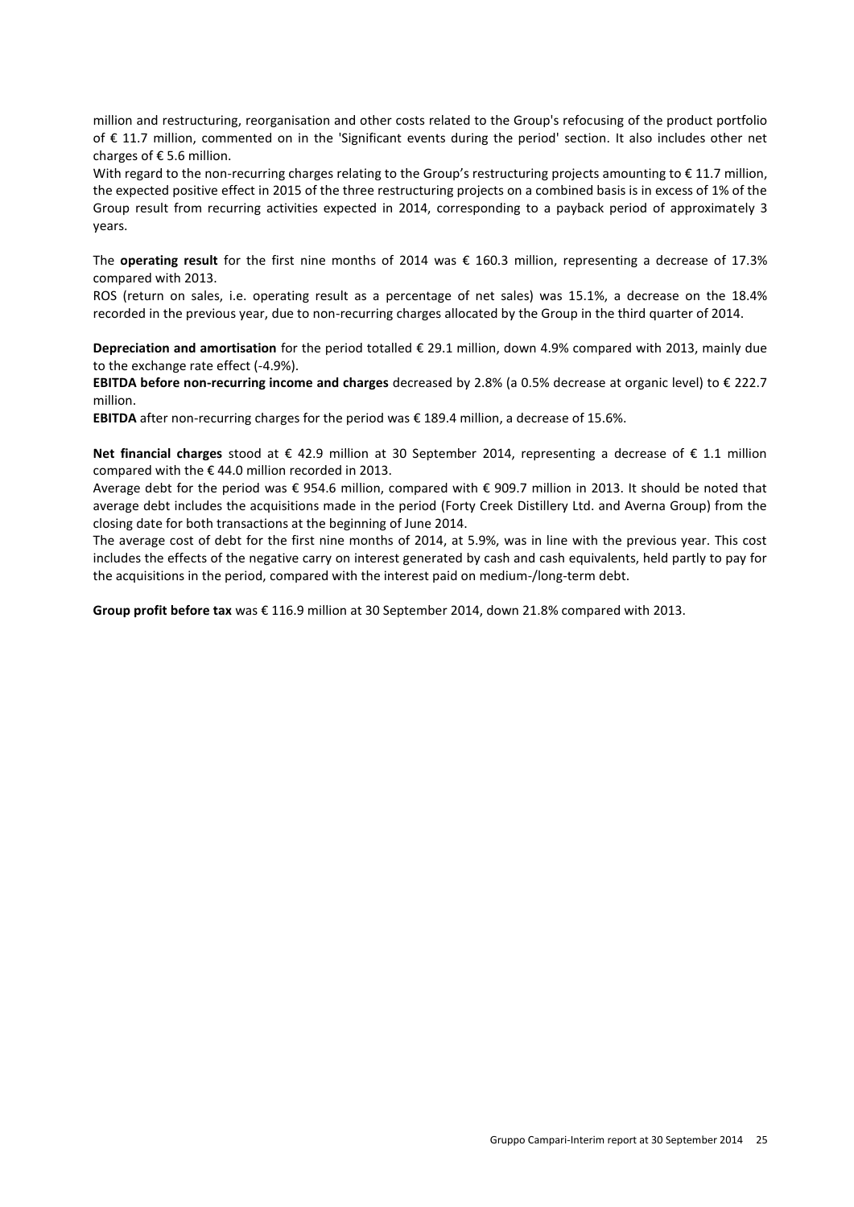million and restructuring, reorganisation and other costs related to the Group's refocusing of the product portfolio of € 11.7 million, commented on in the 'Significant events during the period' section. It also includes other net charges of € 5.6 million.
With regard to the non-recurring charges relating to the Group's restructuring projects amounting to € 11.7 million, the expected positive effect in 2015 of the three restructuring projects on a combined basis is in excess of 1% of the Group result from recurring activities expected in 2014, corresponding to a payback period of approximately 3 years.

The **operating result** for the first nine months of 2014 was € 160.3 million, representing a decrease of 17.3% compared with 2013.
ROS (return on sales, i.e. operating result as a percentage of net sales) was 15.1%, a decrease on the 18.4% recorded in the previous year, due to non-recurring charges allocated by the Group in the third quarter of 2014.

**Depreciation and amortisation** for the period totalled € 29.1 million, down 4.9% compared with 2013, mainly due to the exchange rate effect (-4.9%).
**EBITDA before non-recurring income and charges** decreased by 2.8% (a 0.5% decrease at organic level) to € 222.7 million.
**EBITDA** after non-recurring charges for the period was € 189.4 million, a decrease of 15.6%.

**Net financial charges** stood at € 42.9 million at 30 September 2014, representing a decrease of € 1.1 million compared with the € 44.0 million recorded in 2013.
Average debt for the period was € 954.6 million, compared with € 909.7 million in 2013. It should be noted that average debt includes the acquisitions made in the period (Forty Creek Distillery Ltd. and Averna Group) from the closing date for both transactions at the beginning of June 2014.
The average cost of debt for the first nine months of 2014, at 5.9%, was in line with the previous year. This cost includes the effects of the negative carry on interest generated by cash and cash equivalents, held partly to pay for the acquisitions in the period, compared with the interest paid on medium-/long-term debt.

**Group profit before tax** was € 116.9 million at 30 September 2014, down 21.8% compared with 2013.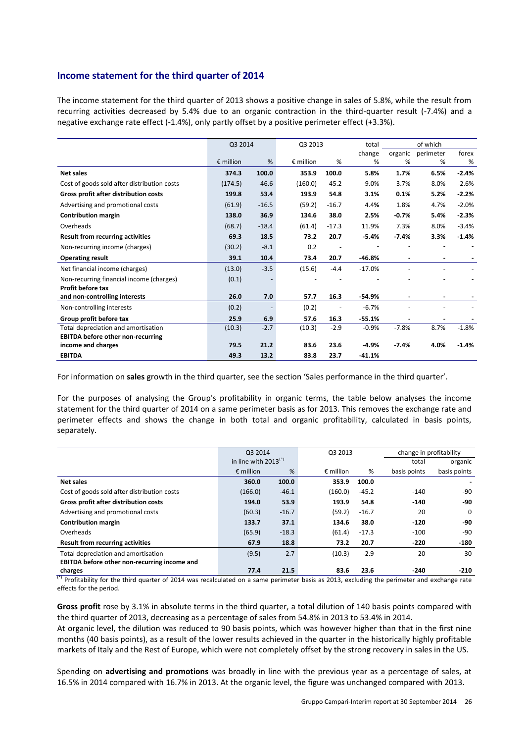## Income statement for the third quarter of 2014

The income statement for the third quarter of 2013 shows a positive change in sales of 5.8%, while the result from recurring activities decreased by 5.4% due to an organic contraction in the third-quarter result (-7.4%) and a negative exchange rate effect (-1.4%), only partly offset by a positive perimeter effect (+3.3%).

| | Q3 2014 | | Q3 2013 | | total change | of which | | |
|---|---|---|---|---|---|---|---|---|
| | € million | % | € million | % | % | organic % | perimeter % | forex % |
| **Net sales** | **374.3** | **100.0** | **353.9** | **100.0** | **5.8%** | **1.7%** | **6.5%** | **-2.4%** |
| Cost of goods sold after distribution costs | (174.5) | -46.6 | (160.0) | -45.2 | 9.0% | 3.7% | 8.0% | -2.6% |
| **Gross profit after distribution costs** | **199.8** | **53.4** | **193.9** | **54.8** | **3.1%** | **0.1%** | **5.2%** | **-2.2%** |
| Advertising and promotional costs | (61.9) | -16.5 | (59.2) | -16.7 | 4.4% | 1.8% | 4.7% | -2.0% |
| **Contribution margin** | **138.0** | **36.9** | **134.6** | **38.0** | **2.5%** | **-0.7%** | **5.4%** | **-2.3%** |
| Overheads | (68.7) | -18.4 | (61.4) | -17.3 | 11.9% | 7.3% | 8.0% | -3.4% |
| **Result from recurring activities** | **69.3** | **18.5** | **73.2** | **20.7** | **-5.4%** | **-7.4%** | **3.3%** | **-1.4%** |
| Non-recurring income (charges) | (30.2) | -8.1 | 0.2 | - | - | - | - | - |
| **Operating result** | **39.1** | **10.4** | **73.4** | **20.7** | **-46.8%** | **-** | **-** | **-** |
| Net financial income (charges) | (13.0) | -3.5 | (15.6) | -4.4 | -17.0% | - | - | - |
| Non-recurring financial income (charges) | (0.1) | - | - | - | - | - | - | - |
| **Profit before tax and non-controlling interests** | **26.0** | **7.0** | **57.7** | **16.3** | **-54.9%** | **-** | **-** | **-** |
| Non-controlling interests | (0.2) | - | (0.2) | - | -6.7% | - | - | - |
| **Group profit before tax** | **25.9** | **6.9** | **57.6** | **16.3** | **-55.1%** | **-** | **-** | **-** |
| Total depreciation and amortisation | (10.3) | -2.7 | (10.3) | -2.9 | -0.9% | -7.8% | 8.7% | -1.8% |
| **EBITDA before other non-recurring income and charges** | **79.5** | **21.2** | **83.6** | **23.6** | **-4.9%** | **-7.4%** | **4.0%** | **-1.4%** |
| **EBITDA** | **49.3** | **13.2** | **83.8** | **23.7** | **-41.1%** | | | |

For information on **sales** growth in the third quarter, see the section 'Sales performance in the third quarter'.

For the purposes of analysing the Group's profitability in organic terms, the table below analyses the income statement for the third quarter of 2014 on a same perimeter basis as for 2013. This removes the exchange rate and perimeter effects and shows the change in both total and organic profitability, calculated in basis points, separately.

| | Q3 2014 in line with 2013(*) | | Q3 2013 | | change in profitability | |
|---|---|---|---|---|---|---|
| | € million | % | € million | % | total basis points | organic basis points |
| **Net sales** | **360.0** | **100.0** | **353.9** | **100.0** | | **-** |
| Cost of goods sold after distribution costs | (166.0) | -46.1 | (160.0) | -45.2 | -140 | -90 |
| **Gross profit after distribution costs** | **194.0** | **53.9** | **193.9** | **54.8** | **-140** | **-90** |
| Advertising and promotional costs | (60.3) | -16.7 | (59.2) | -16.7 | 20 | 0 |
| **Contribution margin** | **133.7** | **37.1** | **134.6** | **38.0** | **-120** | **-90** |
| Overheads | (65.9) | -18.3 | (61.4) | -17.3 | -100 | -90 |
| **Result from recurring activities** | **67.9** | **18.8** | **73.2** | **20.7** | **-220** | **-180** |
| Total depreciation and amortisation | (9.5) | -2.7 | (10.3) | -2.9 | 20 | 30 |
| **EBITDA before other non-recurring income and charges** | **77.4** | **21.5** | **83.6** | **23.6** | **-240** | **-210** |

(*) Profitability for the third quarter of 2014 was recalculated on a same perimeter basis as 2013, excluding the perimeter and exchange rate effects for the period.

**Gross profit** rose by 3.1% in absolute terms in the third quarter, a total dilution of 140 basis points compared with the third quarter of 2013, decreasing as a percentage of sales from 54.8% in 2013 to 53.4% in 2014.
At organic level, the dilution was reduced to 90 basis points, which was however higher than that in the first nine months (40 basis points), as a result of the lower results achieved in the quarter in the historically highly profitable markets of Italy and the Rest of Europe, which were not completely offset by the strong recovery in sales in the US.

Spending on **advertising and promotions** was broadly in line with the previous year as a percentage of sales, at 16.5% in 2014 compared with 16.7% in 2013. At the organic level, the figure was unchanged compared with 2013.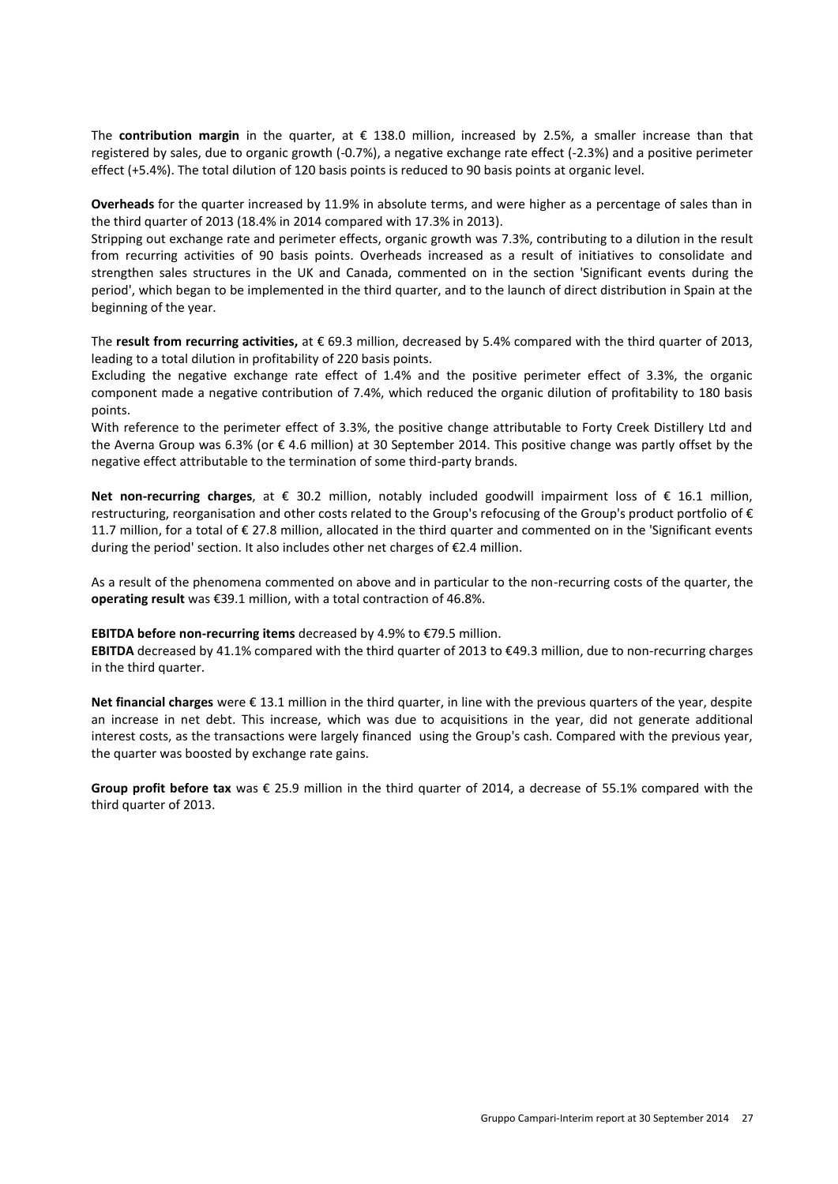The **contribution margin** in the quarter, at € 138.0 million, increased by 2.5%, a smaller increase than that registered by sales, due to organic growth (-0.7%), a negative exchange rate effect (-2.3%) and a positive perimeter effect (+5.4%). The total dilution of 120 basis points is reduced to 90 basis points at organic level.

**Overheads** for the quarter increased by 11.9% in absolute terms, and were higher as a percentage of sales than in the third quarter of 2013 (18.4% in 2014 compared with 17.3% in 2013).
Stripping out exchange rate and perimeter effects, organic growth was 7.3%, contributing to a dilution in the result from recurring activities of 90 basis points. Overheads increased as a result of initiatives to consolidate and strengthen sales structures in the UK and Canada, commented on in the section 'Significant events during the period', which began to be implemented in the third quarter, and to the launch of direct distribution in Spain at the beginning of the year.

The **result from recurring activities,** at € 69.3 million, decreased by 5.4% compared with the third quarter of 2013, leading to a total dilution in profitability of 220 basis points.
Excluding the negative exchange rate effect of 1.4% and the positive perimeter effect of 3.3%, the organic component made a negative contribution of 7.4%, which reduced the organic dilution of profitability to 180 basis points.
With reference to the perimeter effect of 3.3%, the positive change attributable to Forty Creek Distillery Ltd and the Averna Group was 6.3% (or € 4.6 million) at 30 September 2014. This positive change was partly offset by the negative effect attributable to the termination of some third-party brands.

**Net non-recurring charges**, at € 30.2 million, notably included goodwill impairment loss of € 16.1 million, restructuring, reorganisation and other costs related to the Group's refocusing of the Group's product portfolio of € 11.7 million, for a total of € 27.8 million, allocated in the third quarter and commented on in the 'Significant events during the period' section. It also includes other net charges of €2.4 million.

As a result of the phenomena commented on above and in particular to the non-recurring costs of the quarter, the **operating result** was €39.1 million, with a total contraction of 46.8%.

**EBITDA before non-recurring items** decreased by 4.9% to €79.5 million.
**EBITDA** decreased by 41.1% compared with the third quarter of 2013 to €49.3 million, due to non-recurring charges in the third quarter.

**Net financial charges** were € 13.1 million in the third quarter, in line with the previous quarters of the year, despite an increase in net debt. This increase, which was due to acquisitions in the year, did not generate additional interest costs, as the transactions were largely financed using the Group's cash. Compared with the previous year, the quarter was boosted by exchange rate gains.

**Group profit before tax** was € 25.9 million in the third quarter of 2014, a decrease of 55.1% compared with the third quarter of 2013.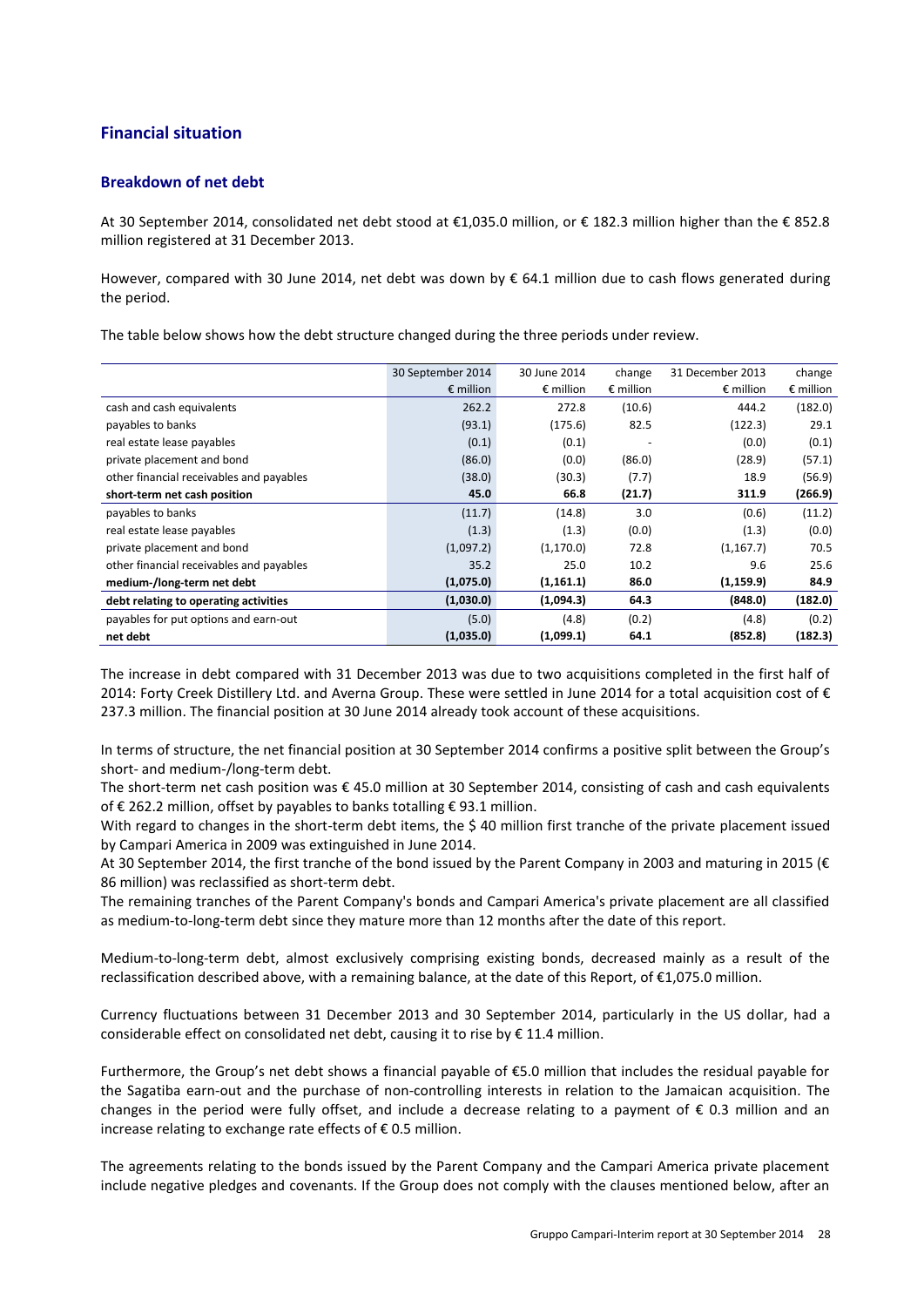## Financial situation

### Breakdown of net debt

At 30 September 2014, consolidated net debt stood at €1,035.0 million, or € 182.3 million higher than the € 852.8 million registered at 31 December 2013.

However, compared with 30 June 2014, net debt was down by € 64.1 million due to cash flows generated during the period.

The table below shows how the debt structure changed during the three periods under review.

| | 30 September 2014 | 30 June 2014 | change | 31 December 2013 | change |
|---|---|---|---|---|---|
| | € million | € million | € million | € million | € million |
| cash and cash equivalents | 262.2 | 272.8 | (10.6) | 444.2 | (182.0) |
| payables to banks | (93.1) | (175.6) | 82.5 | (122.3) | 29.1 |
| real estate lease payables | (0.1) | (0.1) | - | (0.0) | (0.1) |
| private placement and bond | (86.0) | (0.0) | (86.0) | (28.9) | (57.1) |
| other financial receivables and payables | (38.0) | (30.3) | (7.7) | 18.9 | (56.9) |
| **short-term net cash position** | **45.0** | **66.8** | **(21.7)** | **311.9** | **(266.9)** |
| payables to banks | (11.7) | (14.8) | 3.0 | (0.6) | (11.2) |
| real estate lease payables | (1.3) | (1.3) | (0.0) | (1.3) | (0.0) |
| private placement and bond | (1,097.2) | (1,170.0) | 72.8 | (1,167.7) | 70.5 |
| other financial receivables and payables | 35.2 | 25.0 | 10.2 | 9.6 | 25.6 |
| **medium-/long-term net debt** | **(1,075.0)** | **(1,161.1)** | **86.0** | **(1,159.9)** | **84.9** |
| **debt relating to operating activities** | **(1,030.0)** | **(1,094.3)** | **64.3** | **(848.0)** | **(182.0)** |
| payables for put options and earn-out | (5.0) | (4.8) | (0.2) | (4.8) | (0.2) |
| **net debt** | **(1,035.0)** | **(1,099.1)** | **64.1** | **(852.8)** | **(182.3)** |

The increase in debt compared with 31 December 2013 was due to two acquisitions completed in the first half of 2014: Forty Creek Distillery Ltd. and Averna Group. These were settled in June 2014 for a total acquisition cost of € 237.3 million. The financial position at 30 June 2014 already took account of these acquisitions.

In terms of structure, the net financial position at 30 September 2014 confirms a positive split between the Group's short- and medium-/long-term debt.

The short-term net cash position was € 45.0 million at 30 September 2014, consisting of cash and cash equivalents of € 262.2 million, offset by payables to banks totalling € 93.1 million.

With regard to changes in the short-term debt items, the $ 40 million first tranche of the private placement issued by Campari America in 2009 was extinguished in June 2014.

At 30 September 2014, the first tranche of the bond issued by the Parent Company in 2003 and maturing in 2015 (€ 86 million) was reclassified as short-term debt.

The remaining tranches of the Parent Company's bonds and Campari America's private placement are all classified as medium-to-long-term debt since they mature more than 12 months after the date of this report.

Medium-to-long-term debt, almost exclusively comprising existing bonds, decreased mainly as a result of the reclassification described above, with a remaining balance, at the date of this Report, of €1,075.0 million.

Currency fluctuations between 31 December 2013 and 30 September 2014, particularly in the US dollar, had a considerable effect on consolidated net debt, causing it to rise by € 11.4 million.

Furthermore, the Group's net debt shows a financial payable of €5.0 million that includes the residual payable for the Sagatiba earn-out and the purchase of non-controlling interests in relation to the Jamaican acquisition. The changes in the period were fully offset, and include a decrease relating to a payment of € 0.3 million and an increase relating to exchange rate effects of € 0.5 million.

The agreements relating to the bonds issued by the Parent Company and the Campari America private placement include negative pledges and covenants. If the Group does not comply with the clauses mentioned below, after an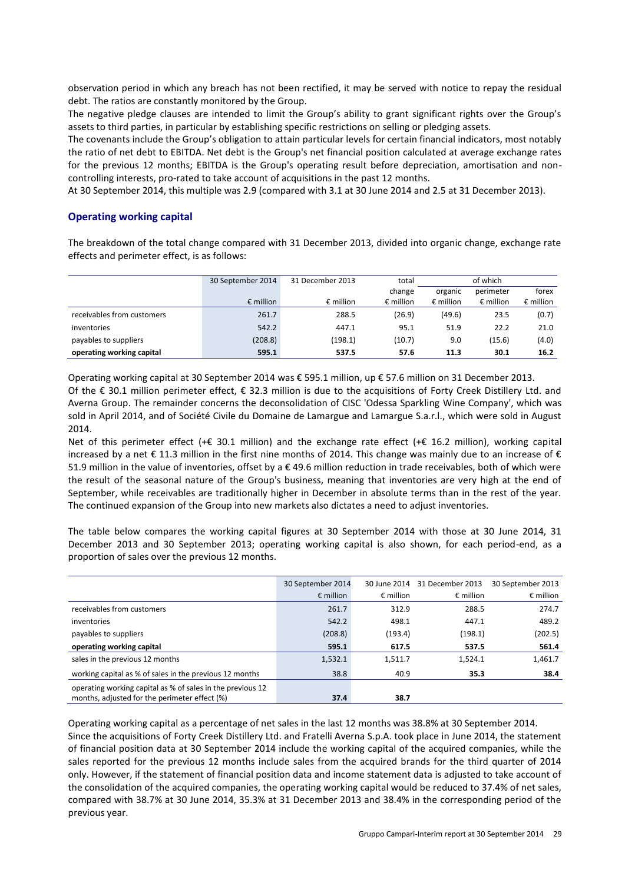observation period in which any breach has not been rectified, it may be served with notice to repay the residual debt. The ratios are constantly monitored by the Group.

The negative pledge clauses are intended to limit the Group's ability to grant significant rights over the Group's assets to third parties, in particular by establishing specific restrictions on selling or pledging assets.

The covenants include the Group's obligation to attain particular levels for certain financial indicators, most notably the ratio of net debt to EBITDA. Net debt is the Group's net financial position calculated at average exchange rates for the previous 12 months; EBITDA is the Group's operating result before depreciation, amortisation and non-controlling interests, pro-rated to take account of acquisitions in the past 12 months.

At 30 September 2014, this multiple was 2.9 (compared with 3.1 at 30 June 2014 and 2.5 at 31 December 2013).

### Operating working capital

The breakdown of the total change compared with 31 December 2013, divided into organic change, exchange rate effects and perimeter effect, is as follows:

| | 30 September 2014 | 31 December 2013 | total change | of which | | |
|---|---|---|---|---|---|---|
| | | | | organic | perimeter | forex |
| | € million | € million | € million | € million | € million | € million |
| receivables from customers | 261.7 | 288.5 | (26.9) | (49.6) | 23.5 | (0.7) |
| inventories | 542.2 | 447.1 | 95.1 | 51.9 | 22.2 | 21.0 |
| payables to suppliers | (208.8) | (198.1) | (10.7) | 9.0 | (15.6) | (4.0) |
| **operating working capital** | **595.1** | **537.5** | **57.6** | **11.3** | **30.1** | **16.2** |

Operating working capital at 30 September 2014 was € 595.1 million, up € 57.6 million on 31 December 2013.

Of the € 30.1 million perimeter effect, € 32.3 million is due to the acquisitions of Forty Creek Distillery Ltd. and Averna Group. The remainder concerns the deconsolidation of CISC 'Odessa Sparkling Wine Company', which was sold in April 2014, and of Société Civile du Domaine de Lamargue and Lamargue S.a.r.l., which were sold in August 2014.

Net of this perimeter effect (+€ 30.1 million) and the exchange rate effect (+€ 16.2 million), working capital increased by a net € 11.3 million in the first nine months of 2014. This change was mainly due to an increase of € 51.9 million in the value of inventories, offset by a € 49.6 million reduction in trade receivables, both of which were the result of the seasonal nature of the Group's business, meaning that inventories are very high at the end of September, while receivables are traditionally higher in December in absolute terms than in the rest of the year. The continued expansion of the Group into new markets also dictates a need to adjust inventories.

The table below compares the working capital figures at 30 September 2014 with those at 30 June 2014, 31 December 2013 and 30 September 2013; operating working capital is also shown, for each period-end, as a proportion of sales over the previous 12 months.

| | 30 September 2014 | 30 June 2014 | 31 December 2013 | 30 September 2013 |
|---|---|---|---|---|
| | € million | € million | € million | € million |
| receivables from customers | 261.7 | 312.9 | 288.5 | 274.7 |
| inventories | 542.2 | 498.1 | 447.1 | 489.2 |
| payables to suppliers | (208.8) | (193.4) | (198.1) | (202.5) |
| **operating working capital** | **595.1** | **617.5** | **537.5** | **561.4** |
| sales in the previous 12 months | 1,532.1 | 1,511.7 | 1,524.1 | 1,461.7 |
| working capital as % of sales in the previous 12 months | 38.8 | 40.9 | **35.3** | **38.4** |
| operating working capital as % of sales in the previous 12 months, adjusted for the perimeter effect (%) | **37.4** | **38.7** | | |

Operating working capital as a percentage of net sales in the last 12 months was 38.8% at 30 September 2014.

Since the acquisitions of Forty Creek Distillery Ltd. and Fratelli Averna S.p.A. took place in June 2014, the statement of financial position data at 30 September 2014 include the working capital of the acquired companies, while the sales reported for the previous 12 months include sales from the acquired brands for the third quarter of 2014 only. However, if the statement of financial position data and income statement data is adjusted to take account of the consolidation of the acquired companies, the operating working capital would be reduced to 37.4% of net sales, compared with 38.7% at 30 June 2014, 35.3% at 31 December 2013 and 38.4% in the corresponding period of the previous year.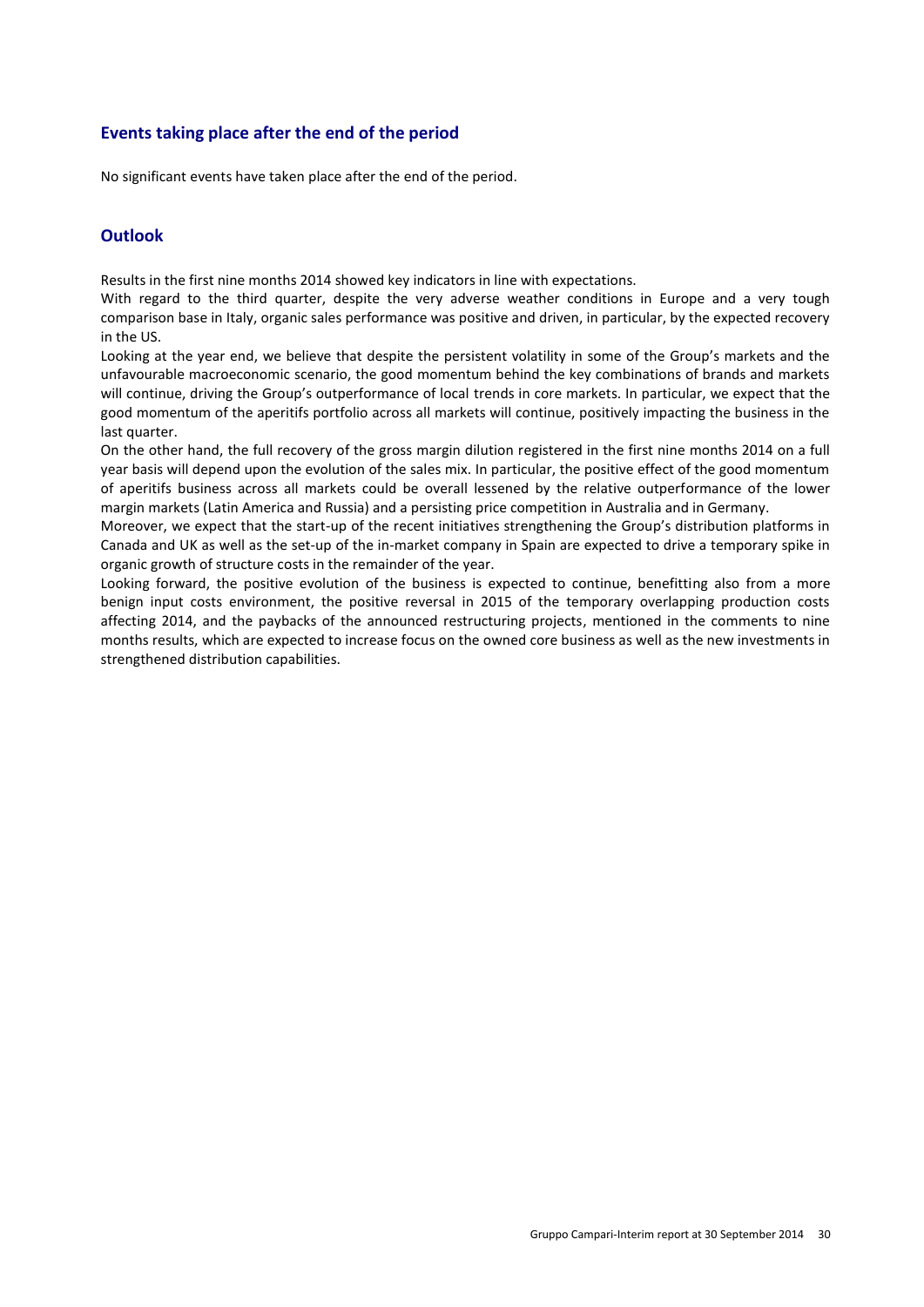## Events taking place after the end of the period

No significant events have taken place after the end of the period.

## Outlook

Results in the first nine months 2014 showed key indicators in line with expectations.

With regard to the third quarter, despite the very adverse weather conditions in Europe and a very tough comparison base in Italy, organic sales performance was positive and driven, in particular, by the expected recovery in the US.

Looking at the year end, we believe that despite the persistent volatility in some of the Group's markets and the unfavourable macroeconomic scenario, the good momentum behind the key combinations of brands and markets will continue, driving the Group's outperformance of local trends in core markets. In particular, we expect that the good momentum of the aperitifs portfolio across all markets will continue, positively impacting the business in the last quarter.

On the other hand, the full recovery of the gross margin dilution registered in the first nine months 2014 on a full year basis will depend upon the evolution of the sales mix. In particular, the positive effect of the good momentum of aperitifs business across all markets could be overall lessened by the relative outperformance of the lower margin markets (Latin America and Russia) and a persisting price competition in Australia and in Germany.

Moreover, we expect that the start-up of the recent initiatives strengthening the Group's distribution platforms in Canada and UK as well as the set-up of the in-market company in Spain are expected to drive a temporary spike in organic growth of structure costs in the remainder of the year.

Looking forward, the positive evolution of the business is expected to continue, benefitting also from a more benign input costs environment, the positive reversal in 2015 of the temporary overlapping production costs affecting 2014, and the paybacks of the announced restructuring projects, mentioned in the comments to nine months results, which are expected to increase focus on the owned core business as well as the new investments in strengthened distribution capabilities.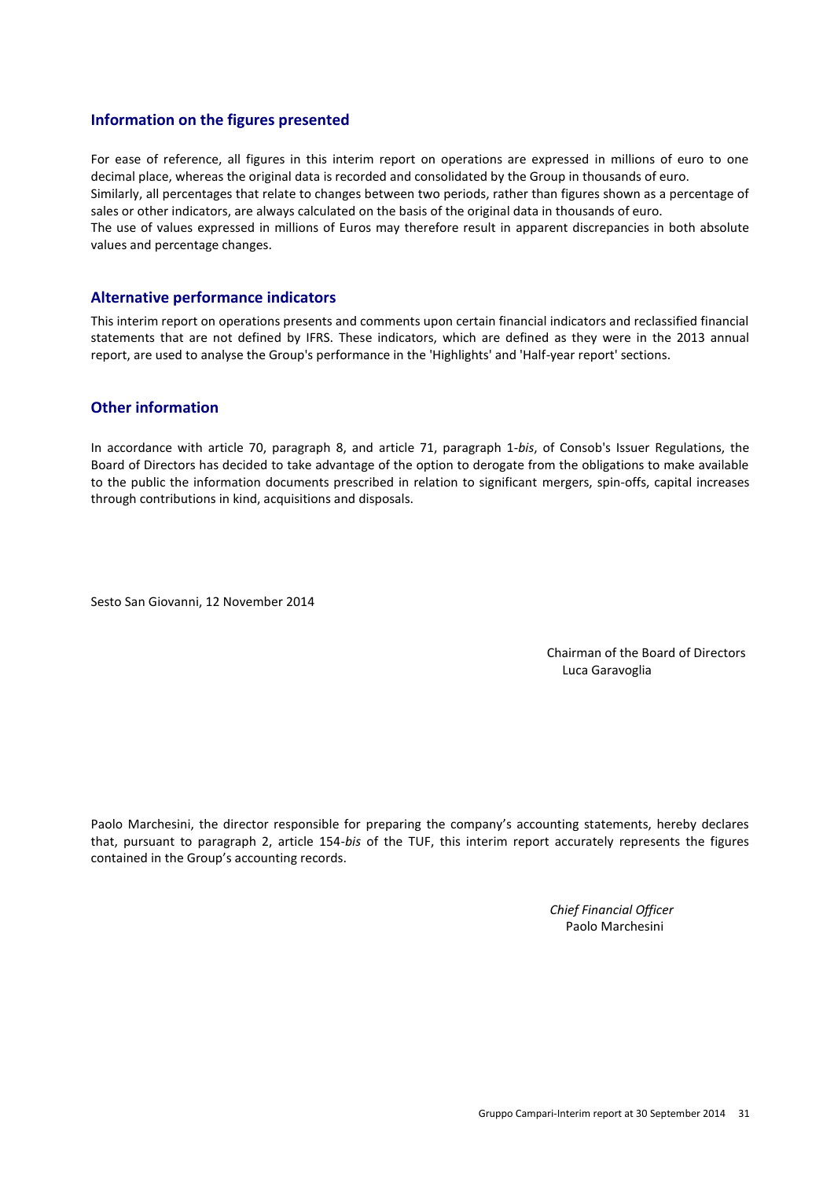## Information on the figures presented

For ease of reference, all figures in this interim report on operations are expressed in millions of euro to one decimal place, whereas the original data is recorded and consolidated by the Group in thousands of euro.
Similarly, all percentages that relate to changes between two periods, rather than figures shown as a percentage of sales or other indicators, are always calculated on the basis of the original data in thousands of euro.
The use of values expressed in millions of Euros may therefore result in apparent discrepancies in both absolute values and percentage changes.

## Alternative performance indicators

This interim report on operations presents and comments upon certain financial indicators and reclassified financial statements that are not defined by IFRS. These indicators, which are defined as they were in the 2013 annual report, are used to analyse the Group's performance in the 'Highlights' and 'Half-year report' sections.

## Other information

In accordance with article 70, paragraph 8, and article 71, paragraph 1-*bis*, of Consob's Issuer Regulations, the Board of Directors has decided to take advantage of the option to derogate from the obligations to make available to the public the information documents prescribed in relation to significant mergers, spin-offs, capital increases through contributions in kind, acquisitions and disposals.

Sesto San Giovanni, 12 November 2014

Chairman of the Board of Directors
Luca Garavoglia

Paolo Marchesini, the director responsible for preparing the company's accounting statements, hereby declares that, pursuant to paragraph 2, article 154-*bis* of the TUF, this interim report accurately represents the figures contained in the Group's accounting records.

*Chief Financial Officer*
Paolo Marchesini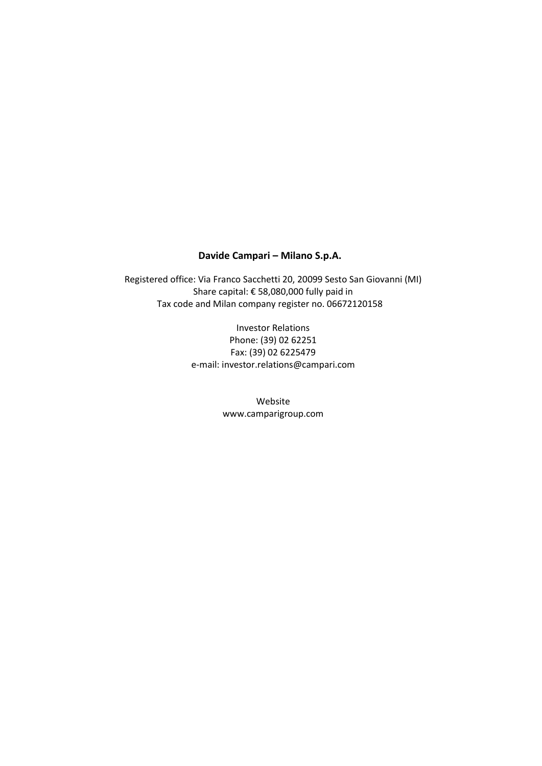**Davide Campari – Milano S.p.A.**

Registered office: Via Franco Sacchetti 20, 20099 Sesto San Giovanni (MI)
Share capital: € 58,080,000 fully paid in
Tax code and Milan company register no. 06672120158

Investor Relations
Phone: (39) 02 62251
Fax: (39) 02 6225479
e-mail: investor.relations@campari.com

Website
www.camparigroup.com